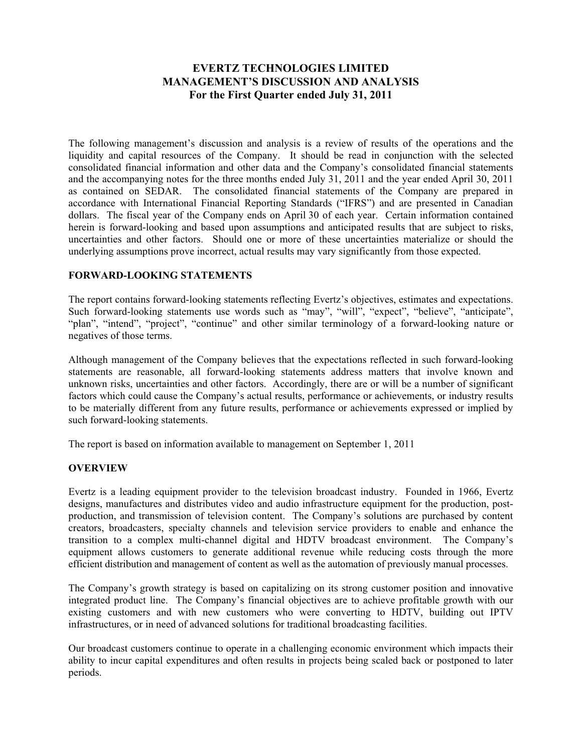# EVERTZ TECHNOLOGIES LIMITED
# MANAGEMENT'S DISCUSSION AND ANALYSIS
# For the First Quarter ended July 31, 2011

The following management's discussion and analysis is a review of results of the operations and the liquidity and capital resources of the Company. It should be read in conjunction with the selected consolidated financial information and other data and the Company's consolidated financial statements and the accompanying notes for the three months ended July 31, 2011 and the year ended April 30, 2011 as contained on SEDAR. The consolidated financial statements of the Company are prepared in accordance with International Financial Reporting Standards ("IFRS") and are presented in Canadian dollars. The fiscal year of the Company ends on April 30 of each year. Certain information contained herein is forward-looking and based upon assumptions and anticipated results that are subject to risks, uncertainties and other factors. Should one or more of these uncertainties materialize or should the underlying assumptions prove incorrect, actual results may vary significantly from those expected.

## FORWARD-LOOKING STATEMENTS

The report contains forward-looking statements reflecting Evertz's objectives, estimates and expectations. Such forward-looking statements use words such as "may", "will", "expect", "believe", "anticipate", "plan", "intend", "project", "continue" and other similar terminology of a forward-looking nature or negatives of those terms.

Although management of the Company believes that the expectations reflected in such forward-looking statements are reasonable, all forward-looking statements address matters that involve known and unknown risks, uncertainties and other factors. Accordingly, there are or will be a number of significant factors which could cause the Company's actual results, performance or achievements, or industry results to be materially different from any future results, performance or achievements expressed or implied by such forward-looking statements.

The report is based on information available to management on September 1, 2011

## OVERVIEW

Evertz is a leading equipment provider to the television broadcast industry. Founded in 1966, Evertz designs, manufactures and distributes video and audio infrastructure equipment for the production, post-production, and transmission of television content. The Company's solutions are purchased by content creators, broadcasters, specialty channels and television service providers to enable and enhance the transition to a complex multi-channel digital and HDTV broadcast environment. The Company's equipment allows customers to generate additional revenue while reducing costs through the more efficient distribution and management of content as well as the automation of previously manual processes.

The Company's growth strategy is based on capitalizing on its strong customer position and innovative integrated product line. The Company's financial objectives are to achieve profitable growth with our existing customers and with new customers who were converting to HDTV, building out IPTV infrastructures, or in need of advanced solutions for traditional broadcasting facilities.

Our broadcast customers continue to operate in a challenging economic environment which impacts their ability to incur capital expenditures and often results in projects being scaled back or postponed to later periods.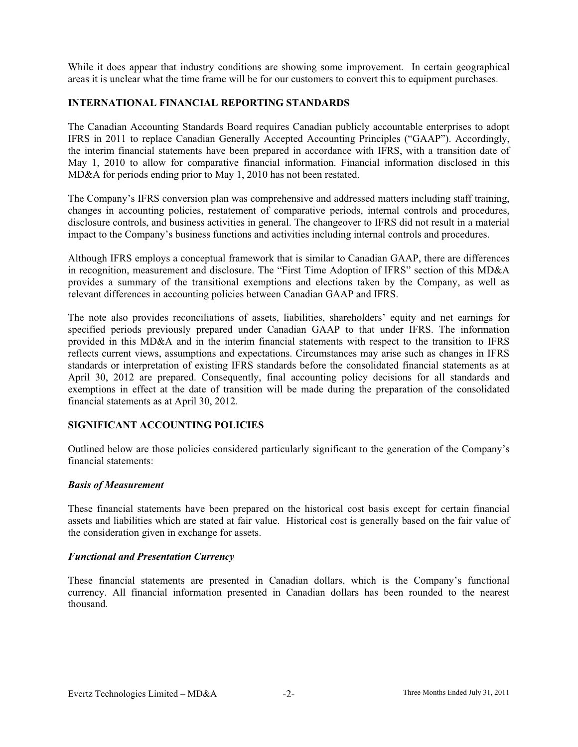While it does appear that industry conditions are showing some improvement. In certain geographical areas it is unclear what the time frame will be for our customers to convert this to equipment purchases.

## INTERNATIONAL FINANCIAL REPORTING STANDARDS

The Canadian Accounting Standards Board requires Canadian publicly accountable enterprises to adopt IFRS in 2011 to replace Canadian Generally Accepted Accounting Principles ("GAAP"). Accordingly, the interim financial statements have been prepared in accordance with IFRS, with a transition date of May 1, 2010 to allow for comparative financial information. Financial information disclosed in this MD&A for periods ending prior to May 1, 2010 has not been restated.

The Company's IFRS conversion plan was comprehensive and addressed matters including staff training, changes in accounting policies, restatement of comparative periods, internal controls and procedures, disclosure controls, and business activities in general. The changeover to IFRS did not result in a material impact to the Company's business functions and activities including internal controls and procedures.

Although IFRS employs a conceptual framework that is similar to Canadian GAAP, there are differences in recognition, measurement and disclosure. The "First Time Adoption of IFRS" section of this MD&A provides a summary of the transitional exemptions and elections taken by the Company, as well as relevant differences in accounting policies between Canadian GAAP and IFRS.

The note also provides reconciliations of assets, liabilities, shareholders' equity and net earnings for specified periods previously prepared under Canadian GAAP to that under IFRS. The information provided in this MD&A and in the interim financial statements with respect to the transition to IFRS reflects current views, assumptions and expectations. Circumstances may arise such as changes in IFRS standards or interpretation of existing IFRS standards before the consolidated financial statements as at April 30, 2012 are prepared. Consequently, final accounting policy decisions for all standards and exemptions in effect at the date of transition will be made during the preparation of the consolidated financial statements as at April 30, 2012.

## SIGNIFICANT ACCOUNTING POLICIES

Outlined below are those policies considered particularly significant to the generation of the Company's financial statements:

### *Basis of Measurement*

These financial statements have been prepared on the historical cost basis except for certain financial assets and liabilities which are stated at fair value. Historical cost is generally based on the fair value of the consideration given in exchange for assets.

### *Functional and Presentation Currency*

These financial statements are presented in Canadian dollars, which is the Company's functional currency. All financial information presented in Canadian dollars has been rounded to the nearest thousand.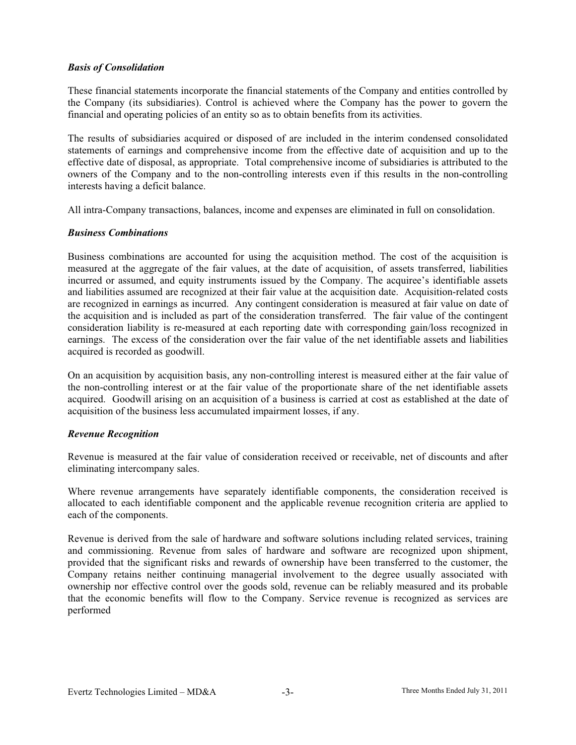### *Basis of Consolidation*

These financial statements incorporate the financial statements of the Company and entities controlled by the Company (its subsidiaries). Control is achieved where the Company has the power to govern the financial and operating policies of an entity so as to obtain benefits from its activities.

The results of subsidiaries acquired or disposed of are included in the interim condensed consolidated statements of earnings and comprehensive income from the effective date of acquisition and up to the effective date of disposal, as appropriate. Total comprehensive income of subsidiaries is attributed to the owners of the Company and to the non-controlling interests even if this results in the non-controlling interests having a deficit balance.

All intra-Company transactions, balances, income and expenses are eliminated in full on consolidation.

### *Business Combinations*

Business combinations are accounted for using the acquisition method. The cost of the acquisition is measured at the aggregate of the fair values, at the date of acquisition, of assets transferred, liabilities incurred or assumed, and equity instruments issued by the Company. The acquiree's identifiable assets and liabilities assumed are recognized at their fair value at the acquisition date. Acquisition-related costs are recognized in earnings as incurred. Any contingent consideration is measured at fair value on date of the acquisition and is included as part of the consideration transferred. The fair value of the contingent consideration liability is re-measured at each reporting date with corresponding gain/loss recognized in earnings. The excess of the consideration over the fair value of the net identifiable assets and liabilities acquired is recorded as goodwill.

On an acquisition by acquisition basis, any non-controlling interest is measured either at the fair value of the non-controlling interest or at the fair value of the proportionate share of the net identifiable assets acquired. Goodwill arising on an acquisition of a business is carried at cost as established at the date of acquisition of the business less accumulated impairment losses, if any.

### *Revenue Recognition*

Revenue is measured at the fair value of consideration received or receivable, net of discounts and after eliminating intercompany sales.

Where revenue arrangements have separately identifiable components, the consideration received is allocated to each identifiable component and the applicable revenue recognition criteria are applied to each of the components.

Revenue is derived from the sale of hardware and software solutions including related services, training and commissioning. Revenue from sales of hardware and software are recognized upon shipment, provided that the significant risks and rewards of ownership have been transferred to the customer, the Company retains neither continuing managerial involvement to the degree usually associated with ownership nor effective control over the goods sold, revenue can be reliably measured and its probable that the economic benefits will flow to the Company. Service revenue is recognized as services are performed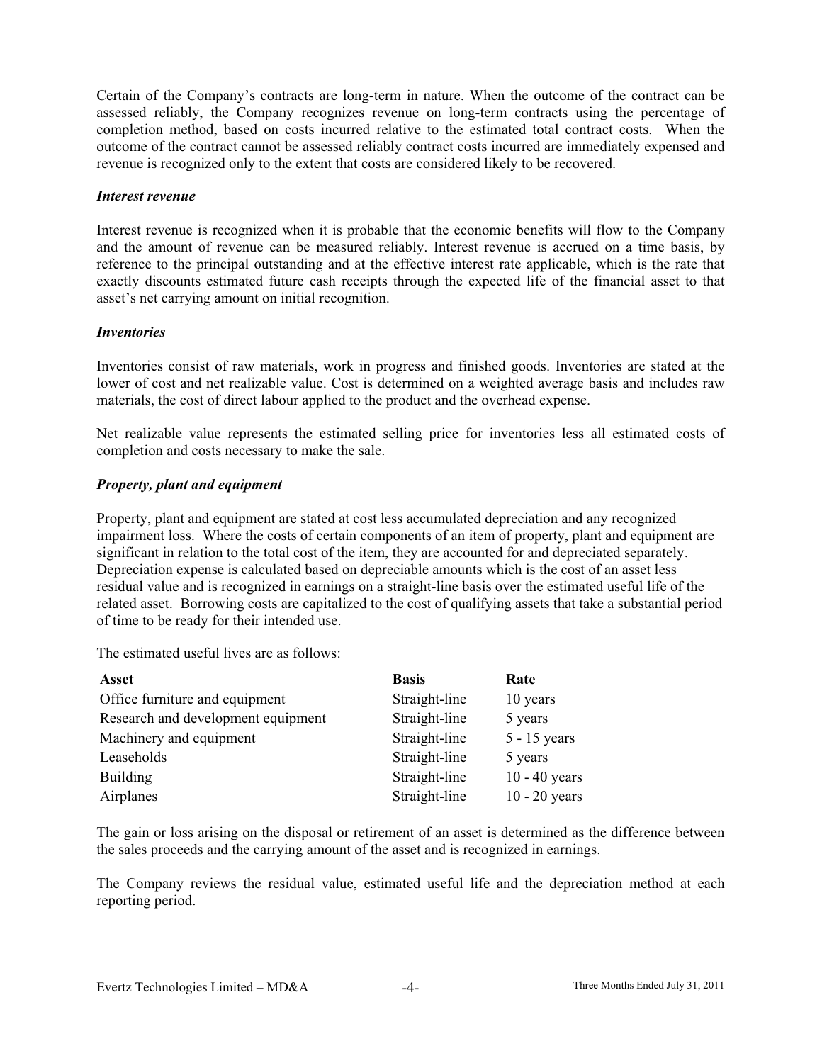Certain of the Company's contracts are long-term in nature. When the outcome of the contract can be assessed reliably, the Company recognizes revenue on long-term contracts using the percentage of completion method, based on costs incurred relative to the estimated total contract costs. When the outcome of the contract cannot be assessed reliably contract costs incurred are immediately expensed and revenue is recognized only to the extent that costs are considered likely to be recovered.

***Interest revenue***

Interest revenue is recognized when it is probable that the economic benefits will flow to the Company and the amount of revenue can be measured reliably. Interest revenue is accrued on a time basis, by reference to the principal outstanding and at the effective interest rate applicable, which is the rate that exactly discounts estimated future cash receipts through the expected life of the financial asset to that asset's net carrying amount on initial recognition.

***Inventories***

Inventories consist of raw materials, work in progress and finished goods. Inventories are stated at the lower of cost and net realizable value. Cost is determined on a weighted average basis and includes raw materials, the cost of direct labour applied to the product and the overhead expense.

Net realizable value represents the estimated selling price for inventories less all estimated costs of completion and costs necessary to make the sale.

***Property, plant and equipment***

Property, plant and equipment are stated at cost less accumulated depreciation and any recognized impairment loss. Where the costs of certain components of an item of property, plant and equipment are significant in relation to the total cost of the item, they are accounted for and depreciated separately. Depreciation expense is calculated based on depreciable amounts which is the cost of an asset less residual value and is recognized in earnings on a straight-line basis over the estimated useful life of the related asset. Borrowing costs are capitalized to the cost of qualifying assets that take a substantial period of time to be ready for their intended use.

The estimated useful lives are as follows:

| Asset | Basis | Rate |
|---|---|---|
| Office furniture and equipment | Straight-line | 10 years |
| Research and development equipment | Straight-line | 5 years |
| Machinery and equipment | Straight-line | 5 - 15 years |
| Leaseholds | Straight-line | 5 years |
| Building | Straight-line | 10 - 40 years |
| Airplanes | Straight-line | 10 - 20 years |

The gain or loss arising on the disposal or retirement of an asset is determined as the difference between the sales proceeds and the carrying amount of the asset and is recognized in earnings.

The Company reviews the residual value, estimated useful life and the depreciation method at each reporting period.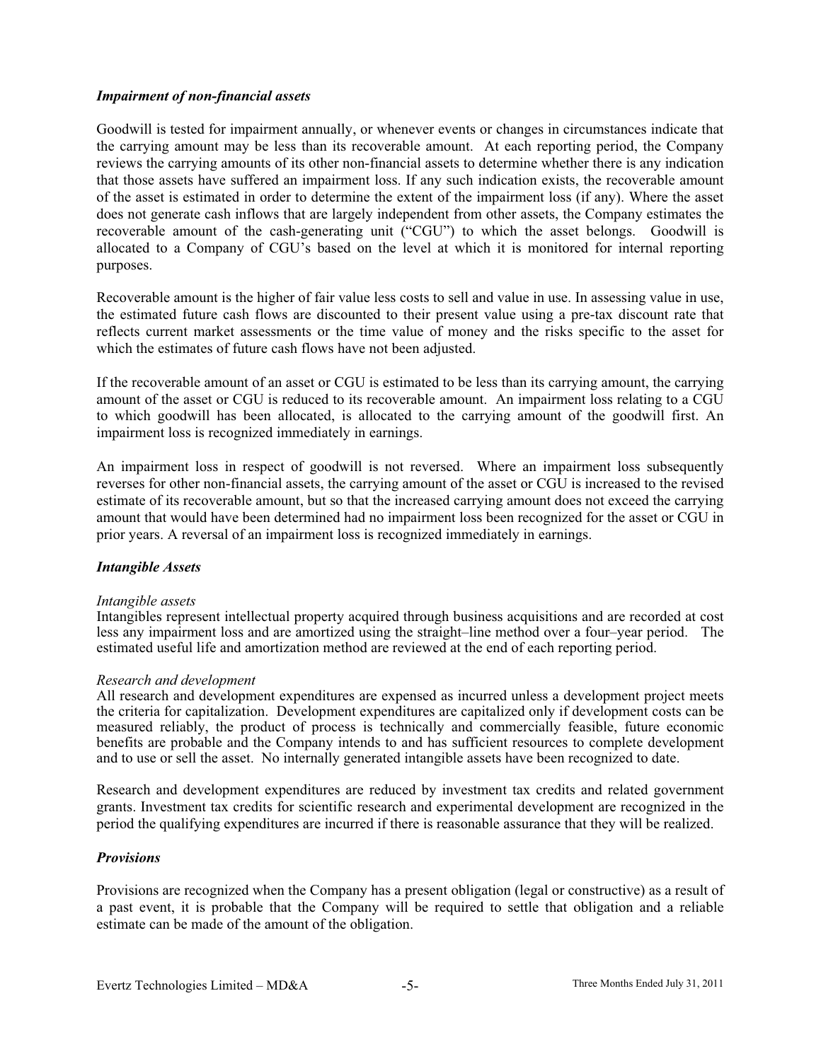### *Impairment of non-financial assets*

Goodwill is tested for impairment annually, or whenever events or changes in circumstances indicate that the carrying amount may be less than its recoverable amount. At each reporting period, the Company reviews the carrying amounts of its other non-financial assets to determine whether there is any indication that those assets have suffered an impairment loss. If any such indication exists, the recoverable amount of the asset is estimated in order to determine the extent of the impairment loss (if any). Where the asset does not generate cash inflows that are largely independent from other assets, the Company estimates the recoverable amount of the cash-generating unit ("CGU") to which the asset belongs. Goodwill is allocated to a Company of CGU's based on the level at which it is monitored for internal reporting purposes.

Recoverable amount is the higher of fair value less costs to sell and value in use. In assessing value in use, the estimated future cash flows are discounted to their present value using a pre-tax discount rate that reflects current market assessments or the time value of money and the risks specific to the asset for which the estimates of future cash flows have not been adjusted.

If the recoverable amount of an asset or CGU is estimated to be less than its carrying amount, the carrying amount of the asset or CGU is reduced to its recoverable amount. An impairment loss relating to a CGU to which goodwill has been allocated, is allocated to the carrying amount of the goodwill first. An impairment loss is recognized immediately in earnings.

An impairment loss in respect of goodwill is not reversed. Where an impairment loss subsequently reverses for other non-financial assets, the carrying amount of the asset or CGU is increased to the revised estimate of its recoverable amount, but so that the increased carrying amount does not exceed the carrying amount that would have been determined had no impairment loss been recognized for the asset or CGU in prior years. A reversal of an impairment loss is recognized immediately in earnings.

### *Intangible Assets*

*Intangible assets*
Intangibles represent intellectual property acquired through business acquisitions and are recorded at cost less any impairment loss and are amortized using the straight–line method over a four–year period. The estimated useful life and amortization method are reviewed at the end of each reporting period.

*Research and development*
All research and development expenditures are expensed as incurred unless a development project meets the criteria for capitalization. Development expenditures are capitalized only if development costs can be measured reliably, the product of process is technically and commercially feasible, future economic benefits are probable and the Company intends to and has sufficient resources to complete development and to use or sell the asset. No internally generated intangible assets have been recognized to date.

Research and development expenditures are reduced by investment tax credits and related government grants. Investment tax credits for scientific research and experimental development are recognized in the period the qualifying expenditures are incurred if there is reasonable assurance that they will be realized.

### *Provisions*

Provisions are recognized when the Company has a present obligation (legal or constructive) as a result of a past event, it is probable that the Company will be required to settle that obligation and a reliable estimate can be made of the amount of the obligation.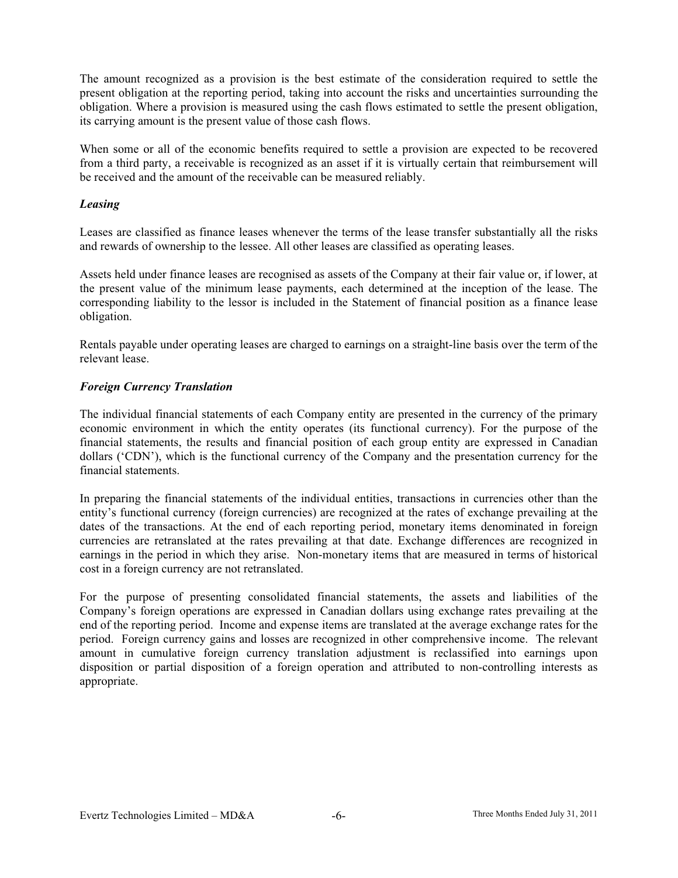The amount recognized as a provision is the best estimate of the consideration required to settle the present obligation at the reporting period, taking into account the risks and uncertainties surrounding the obligation. Where a provision is measured using the cash flows estimated to settle the present obligation, its carrying amount is the present value of those cash flows.

When some or all of the economic benefits required to settle a provision are expected to be recovered from a third party, a receivable is recognized as an asset if it is virtually certain that reimbursement will be received and the amount of the receivable can be measured reliably.

***Leasing***

Leases are classified as finance leases whenever the terms of the lease transfer substantially all the risks and rewards of ownership to the lessee. All other leases are classified as operating leases.

Assets held under finance leases are recognised as assets of the Company at their fair value or, if lower, at the present value of the minimum lease payments, each determined at the inception of the lease. The corresponding liability to the lessor is included in the Statement of financial position as a finance lease obligation.

Rentals payable under operating leases are charged to earnings on a straight-line basis over the term of the relevant lease.

***Foreign Currency Translation***

The individual financial statements of each Company entity are presented in the currency of the primary economic environment in which the entity operates (its functional currency). For the purpose of the financial statements, the results and financial position of each group entity are expressed in Canadian dollars ('CDN'), which is the functional currency of the Company and the presentation currency for the financial statements.

In preparing the financial statements of the individual entities, transactions in currencies other than the entity's functional currency (foreign currencies) are recognized at the rates of exchange prevailing at the dates of the transactions. At the end of each reporting period, monetary items denominated in foreign currencies are retranslated at the rates prevailing at that date. Exchange differences are recognized in earnings in the period in which they arise. Non-monetary items that are measured in terms of historical cost in a foreign currency are not retranslated.

For the purpose of presenting consolidated financial statements, the assets and liabilities of the Company's foreign operations are expressed in Canadian dollars using exchange rates prevailing at the end of the reporting period. Income and expense items are translated at the average exchange rates for the period. Foreign currency gains and losses are recognized in other comprehensive income. The relevant amount in cumulative foreign currency translation adjustment is reclassified into earnings upon disposition or partial disposition of a foreign operation and attributed to non-controlling interests as appropriate.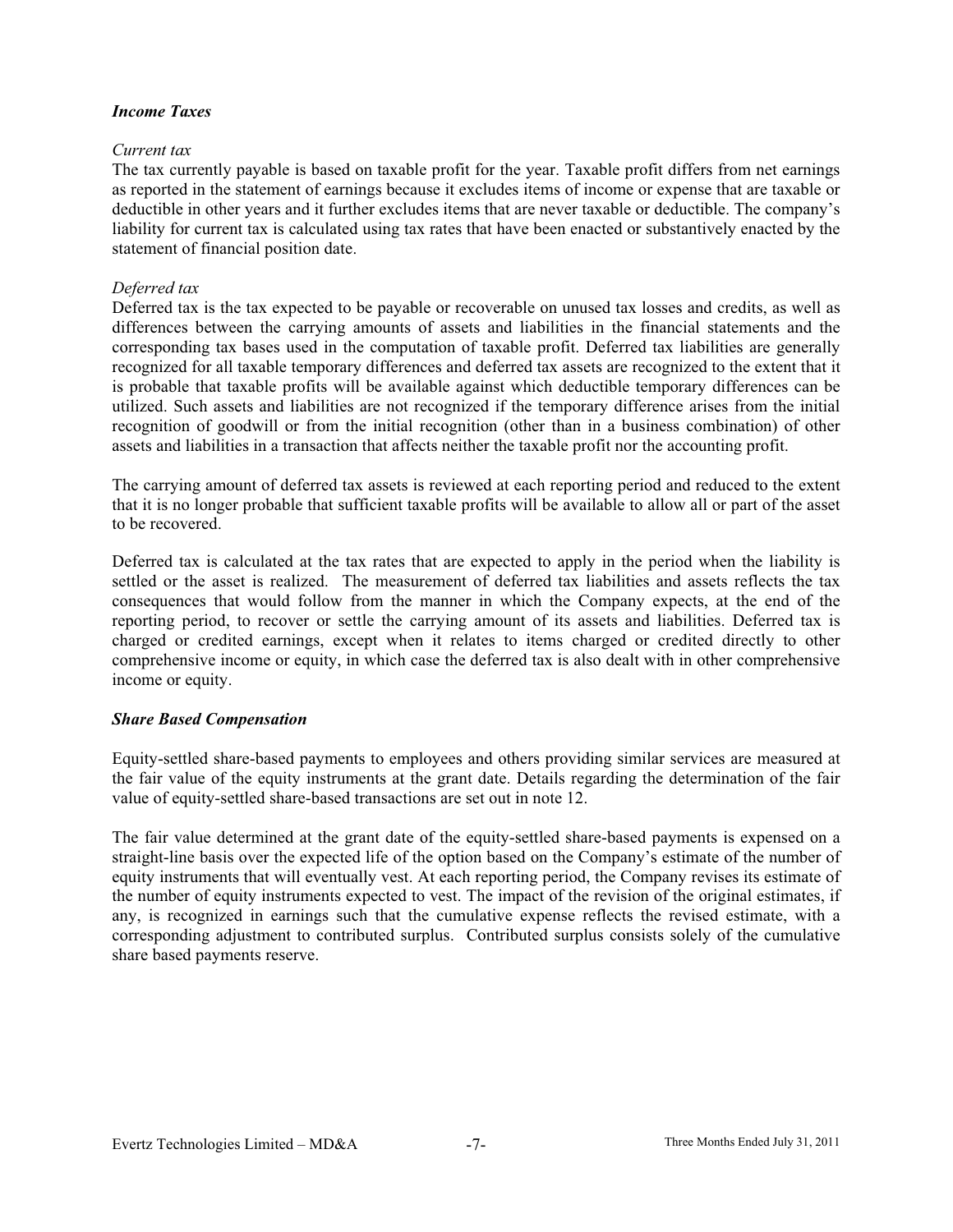***Income Taxes***

*Current tax*

The tax currently payable is based on taxable profit for the year. Taxable profit differs from net earnings as reported in the statement of earnings because it excludes items of income or expense that are taxable or deductible in other years and it further excludes items that are never taxable or deductible. The company's liability for current tax is calculated using tax rates that have been enacted or substantively enacted by the statement of financial position date.

*Deferred tax*

Deferred tax is the tax expected to be payable or recoverable on unused tax losses and credits, as well as differences between the carrying amounts of assets and liabilities in the financial statements and the corresponding tax bases used in the computation of taxable profit. Deferred tax liabilities are generally recognized for all taxable temporary differences and deferred tax assets are recognized to the extent that it is probable that taxable profits will be available against which deductible temporary differences can be utilized. Such assets and liabilities are not recognized if the temporary difference arises from the initial recognition of goodwill or from the initial recognition (other than in a business combination) of other assets and liabilities in a transaction that affects neither the taxable profit nor the accounting profit.

The carrying amount of deferred tax assets is reviewed at each reporting period and reduced to the extent that it is no longer probable that sufficient taxable profits will be available to allow all or part of the asset to be recovered.

Deferred tax is calculated at the tax rates that are expected to apply in the period when the liability is settled or the asset is realized. The measurement of deferred tax liabilities and assets reflects the tax consequences that would follow from the manner in which the Company expects, at the end of the reporting period, to recover or settle the carrying amount of its assets and liabilities. Deferred tax is charged or credited earnings, except when it relates to items charged or credited directly to other comprehensive income or equity, in which case the deferred tax is also dealt with in other comprehensive income or equity.

***Share Based Compensation***

Equity-settled share-based payments to employees and others providing similar services are measured at the fair value of the equity instruments at the grant date. Details regarding the determination of the fair value of equity-settled share-based transactions are set out in note 12.

The fair value determined at the grant date of the equity-settled share-based payments is expensed on a straight-line basis over the expected life of the option based on the Company's estimate of the number of equity instruments that will eventually vest. At each reporting period, the Company revises its estimate of the number of equity instruments expected to vest. The impact of the revision of the original estimates, if any, is recognized in earnings such that the cumulative expense reflects the revised estimate, with a corresponding adjustment to contributed surplus. Contributed surplus consists solely of the cumulative share based payments reserve.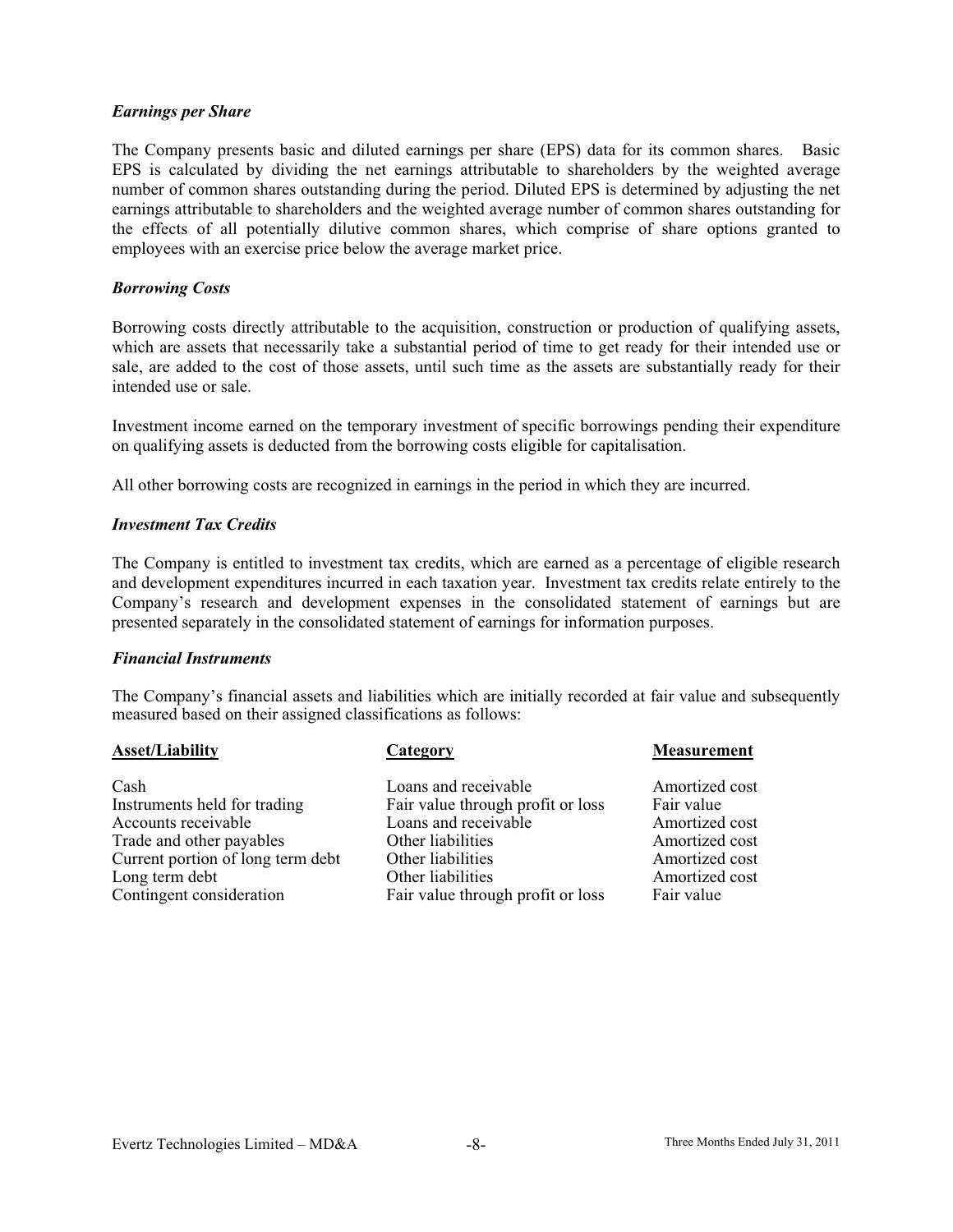### *Earnings per Share*

The Company presents basic and diluted earnings per share (EPS) data for its common shares. Basic EPS is calculated by dividing the net earnings attributable to shareholders by the weighted average number of common shares outstanding during the period. Diluted EPS is determined by adjusting the net earnings attributable to shareholders and the weighted average number of common shares outstanding for the effects of all potentially dilutive common shares, which comprise of share options granted to employees with an exercise price below the average market price.

### *Borrowing Costs*

Borrowing costs directly attributable to the acquisition, construction or production of qualifying assets, which are assets that necessarily take a substantial period of time to get ready for their intended use or sale, are added to the cost of those assets, until such time as the assets are substantially ready for their intended use or sale.

Investment income earned on the temporary investment of specific borrowings pending their expenditure on qualifying assets is deducted from the borrowing costs eligible for capitalisation.

All other borrowing costs are recognized in earnings in the period in which they are incurred.

### *Investment Tax Credits*

The Company is entitled to investment tax credits, which are earned as a percentage of eligible research and development expenditures incurred in each taxation year. Investment tax credits relate entirely to the Company's research and development expenses in the consolidated statement of earnings but are presented separately in the consolidated statement of earnings for information purposes.

### *Financial Instruments*

The Company's financial assets and liabilities which are initially recorded at fair value and subsequently measured based on their assigned classifications as follows:

| Asset/Liability | Category | Measurement |
|---|---|---|
| Cash | Loans and receivable | Amortized cost |
| Instruments held for trading | Fair value through profit or loss | Fair value |
| Accounts receivable | Loans and receivable | Amortized cost |
| Trade and other payables | Other liabilities | Amortized cost |
| Current portion of long term debt | Other liabilities | Amortized cost |
| Long term debt | Other liabilities | Amortized cost |
| Contingent consideration | Fair value through profit or loss | Fair value |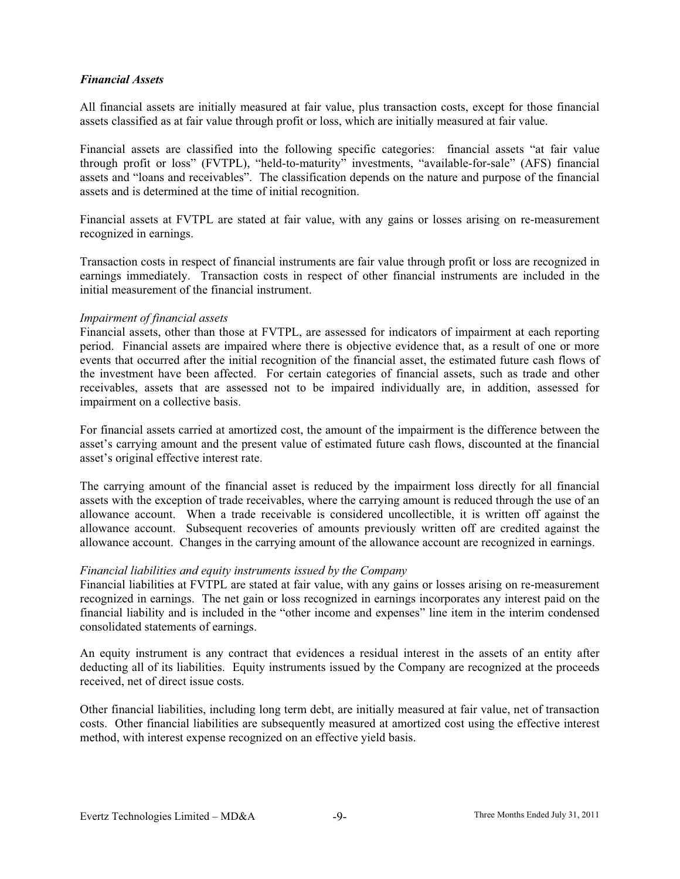### *Financial Assets*

All financial assets are initially measured at fair value, plus transaction costs, except for those financial assets classified as at fair value through profit or loss, which are initially measured at fair value.

Financial assets are classified into the following specific categories: financial assets "at fair value through profit or loss" (FVTPL), "held-to-maturity" investments, "available-for-sale" (AFS) financial assets and "loans and receivables". The classification depends on the nature and purpose of the financial assets and is determined at the time of initial recognition.

Financial assets at FVTPL are stated at fair value, with any gains or losses arising on re-measurement recognized in earnings.

Transaction costs in respect of financial instruments are fair value through profit or loss are recognized in earnings immediately. Transaction costs in respect of other financial instruments are included in the initial measurement of the financial instrument.

*Impairment of financial assets*

Financial assets, other than those at FVTPL, are assessed for indicators of impairment at each reporting period. Financial assets are impaired where there is objective evidence that, as a result of one or more events that occurred after the initial recognition of the financial asset, the estimated future cash flows of the investment have been affected. For certain categories of financial assets, such as trade and other receivables, assets that are assessed not to be impaired individually are, in addition, assessed for impairment on a collective basis.

For financial assets carried at amortized cost, the amount of the impairment is the difference between the asset's carrying amount and the present value of estimated future cash flows, discounted at the financial asset's original effective interest rate.

The carrying amount of the financial asset is reduced by the impairment loss directly for all financial assets with the exception of trade receivables, where the carrying amount is reduced through the use of an allowance account. When a trade receivable is considered uncollectible, it is written off against the allowance account. Subsequent recoveries of amounts previously written off are credited against the allowance account. Changes in the carrying amount of the allowance account are recognized in earnings.

*Financial liabilities and equity instruments issued by the Company*

Financial liabilities at FVTPL are stated at fair value, with any gains or losses arising on re-measurement recognized in earnings. The net gain or loss recognized in earnings incorporates any interest paid on the financial liability and is included in the "other income and expenses" line item in the interim condensed consolidated statements of earnings.

An equity instrument is any contract that evidences a residual interest in the assets of an entity after deducting all of its liabilities. Equity instruments issued by the Company are recognized at the proceeds received, net of direct issue costs.

Other financial liabilities, including long term debt, are initially measured at fair value, net of transaction costs. Other financial liabilities are subsequently measured at amortized cost using the effective interest method, with interest expense recognized on an effective yield basis.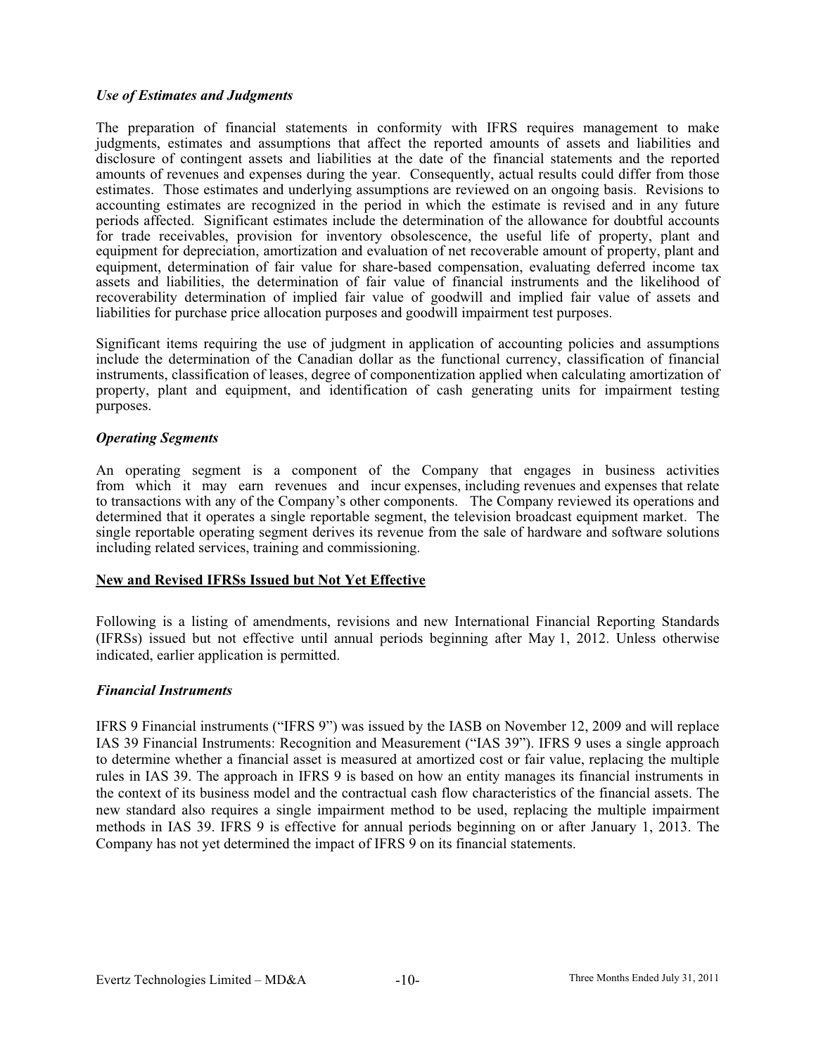### *Use of Estimates and Judgments*

The preparation of financial statements in conformity with IFRS requires management to make judgments, estimates and assumptions that affect the reported amounts of assets and liabilities and disclosure of contingent assets and liabilities at the date of the financial statements and the reported amounts of revenues and expenses during the year. Consequently, actual results could differ from those estimates. Those estimates and underlying assumptions are reviewed on an ongoing basis. Revisions to accounting estimates are recognized in the period in which the estimate is revised and in any future periods affected. Significant estimates include the determination of the allowance for doubtful accounts for trade receivables, provision for inventory obsolescence, the useful life of property, plant and equipment for depreciation, amortization and evaluation of net recoverable amount of property, plant and equipment, determination of fair value for share-based compensation, evaluating deferred income tax assets and liabilities, the determination of fair value of financial instruments and the likelihood of recoverability determination of implied fair value of goodwill and implied fair value of assets and liabilities for purchase price allocation purposes and goodwill impairment test purposes.

Significant items requiring the use of judgment in application of accounting policies and assumptions include the determination of the Canadian dollar as the functional currency, classification of financial instruments, classification of leases, degree of componentization applied when calculating amortization of property, plant and equipment, and identification of cash generating units for impairment testing purposes.

### *Operating Segments*

An operating segment is a component of the Company that engages in business activities from which it may earn revenues and incur expenses, including revenues and expenses that relate to transactions with any of the Company's other components. The Company reviewed its operations and determined that it operates a single reportable segment, the television broadcast equipment market. The single reportable operating segment derives its revenue from the sale of hardware and software solutions including related services, training and commissioning.

## New and Revised IFRSs Issued but Not Yet Effective

Following is a listing of amendments, revisions and new International Financial Reporting Standards (IFRSs) issued but not effective until annual periods beginning after May 1, 2012. Unless otherwise indicated, earlier application is permitted.

### *Financial Instruments*

IFRS 9 Financial instruments ("IFRS 9") was issued by the IASB on November 12, 2009 and will replace IAS 39 Financial Instruments: Recognition and Measurement ("IAS 39"). IFRS 9 uses a single approach to determine whether a financial asset is measured at amortized cost or fair value, replacing the multiple rules in IAS 39. The approach in IFRS 9 is based on how an entity manages its financial instruments in the context of its business model and the contractual cash flow characteristics of the financial assets. The new standard also requires a single impairment method to be used, replacing the multiple impairment methods in IAS 39. IFRS 9 is effective for annual periods beginning on or after January 1, 2013. The Company has not yet determined the impact of IFRS 9 on its financial statements.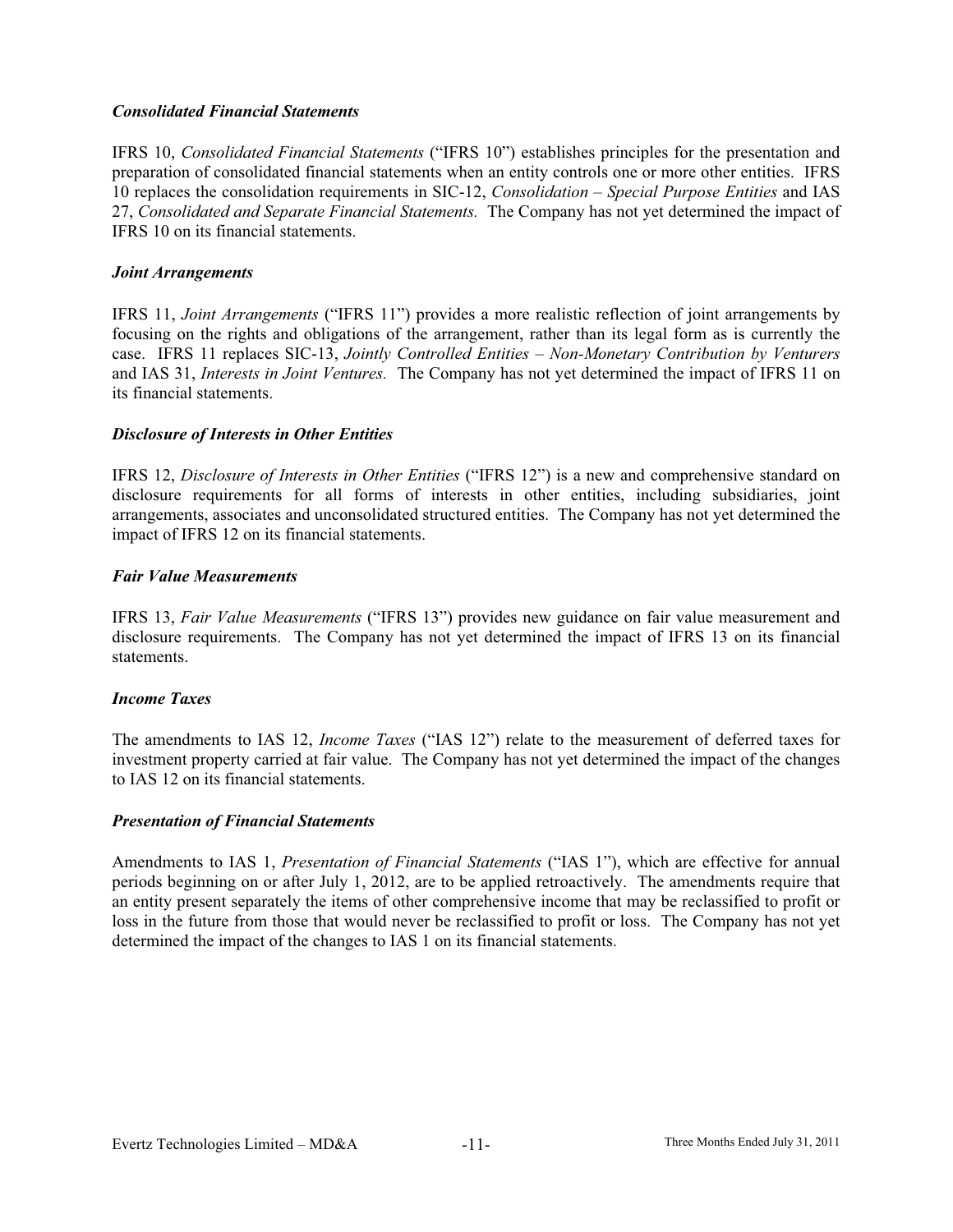***Consolidated Financial Statements***

IFRS 10, *Consolidated Financial Statements* ("IFRS 10") establishes principles for the presentation and preparation of consolidated financial statements when an entity controls one or more other entities. IFRS 10 replaces the consolidation requirements in SIC-12, *Consolidation – Special Purpose Entities* and IAS 27, *Consolidated and Separate Financial Statements.* The Company has not yet determined the impact of IFRS 10 on its financial statements.

***Joint Arrangements***

IFRS 11, *Joint Arrangements* ("IFRS 11") provides a more realistic reflection of joint arrangements by focusing on the rights and obligations of the arrangement, rather than its legal form as is currently the case. IFRS 11 replaces SIC-13, *Jointly Controlled Entities – Non-Monetary Contribution by Venturers* and IAS 31, *Interests in Joint Ventures.* The Company has not yet determined the impact of IFRS 11 on its financial statements.

***Disclosure of Interests in Other Entities***

IFRS 12, *Disclosure of Interests in Other Entities* ("IFRS 12") is a new and comprehensive standard on disclosure requirements for all forms of interests in other entities, including subsidiaries, joint arrangements, associates and unconsolidated structured entities. The Company has not yet determined the impact of IFRS 12 on its financial statements.

***Fair Value Measurements***

IFRS 13, *Fair Value Measurements* ("IFRS 13") provides new guidance on fair value measurement and disclosure requirements. The Company has not yet determined the impact of IFRS 13 on its financial statements.

***Income Taxes***

The amendments to IAS 12, *Income Taxes* ("IAS 12") relate to the measurement of deferred taxes for investment property carried at fair value. The Company has not yet determined the impact of the changes to IAS 12 on its financial statements.

***Presentation of Financial Statements***

Amendments to IAS 1, *Presentation of Financial Statements* ("IAS 1"), which are effective for annual periods beginning on or after July 1, 2012, are to be applied retroactively. The amendments require that an entity present separately the items of other comprehensive income that may be reclassified to profit or loss in the future from those that would never be reclassified to profit or loss. The Company has not yet determined the impact of the changes to IAS 1 on its financial statements.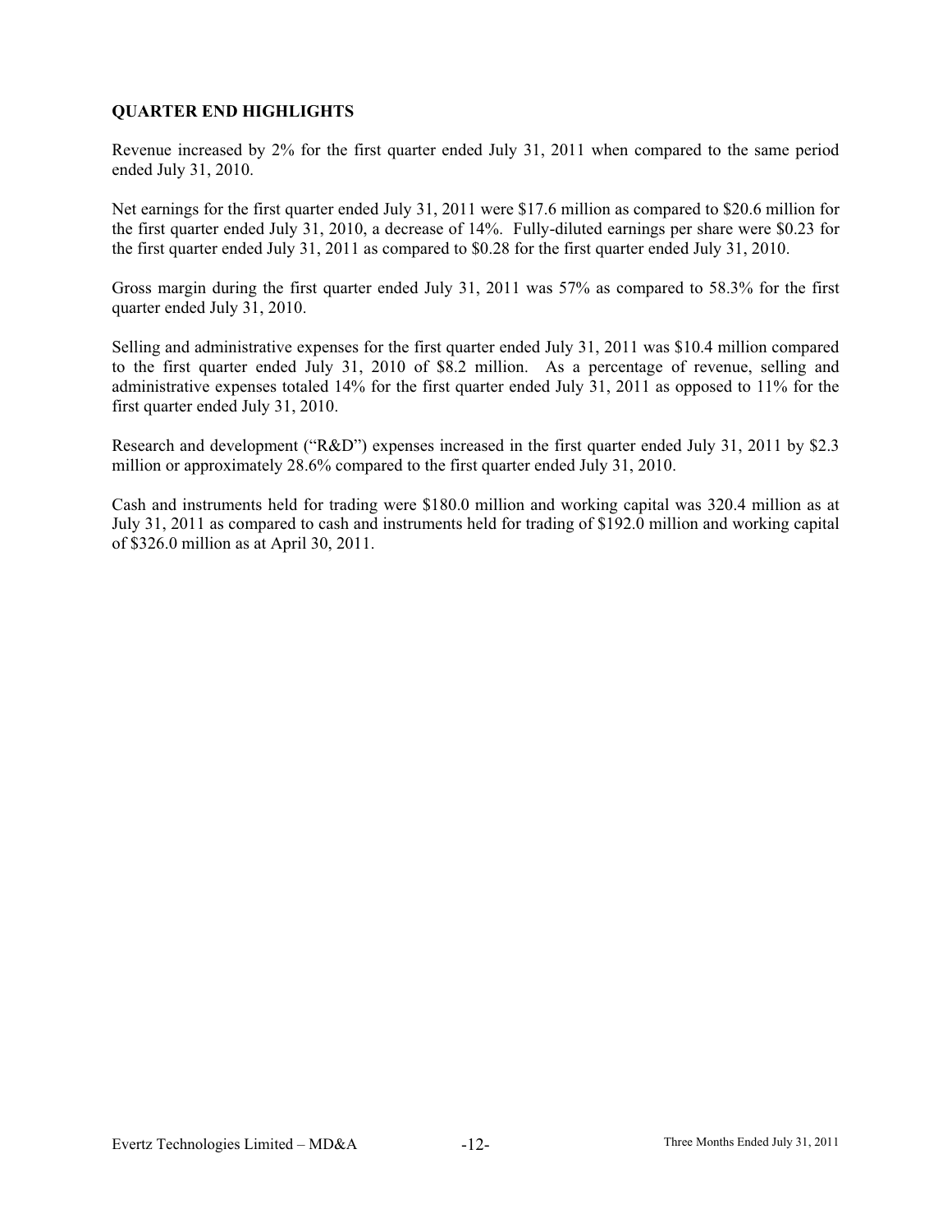## QUARTER END HIGHLIGHTS

Revenue increased by 2% for the first quarter ended July 31, 2011 when compared to the same period ended July 31, 2010.

Net earnings for the first quarter ended July 31, 2011 were $17.6 million as compared to $20.6 million for the first quarter ended July 31, 2010, a decrease of 14%. Fully-diluted earnings per share were $0.23 for the first quarter ended July 31, 2011 as compared to $0.28 for the first quarter ended July 31, 2010.

Gross margin during the first quarter ended July 31, 2011 was 57% as compared to 58.3% for the first quarter ended July 31, 2010.

Selling and administrative expenses for the first quarter ended July 31, 2011 was $10.4 million compared to the first quarter ended July 31, 2010 of $8.2 million. As a percentage of revenue, selling and administrative expenses totaled 14% for the first quarter ended July 31, 2011 as opposed to 11% for the first quarter ended July 31, 2010.

Research and development ("R&D") expenses increased in the first quarter ended July 31, 2011 by $2.3 million or approximately 28.6% compared to the first quarter ended July 31, 2010.

Cash and instruments held for trading were $180.0 million and working capital was 320.4 million as at July 31, 2011 as compared to cash and instruments held for trading of $192.0 million and working capital of $326.0 million as at April 30, 2011.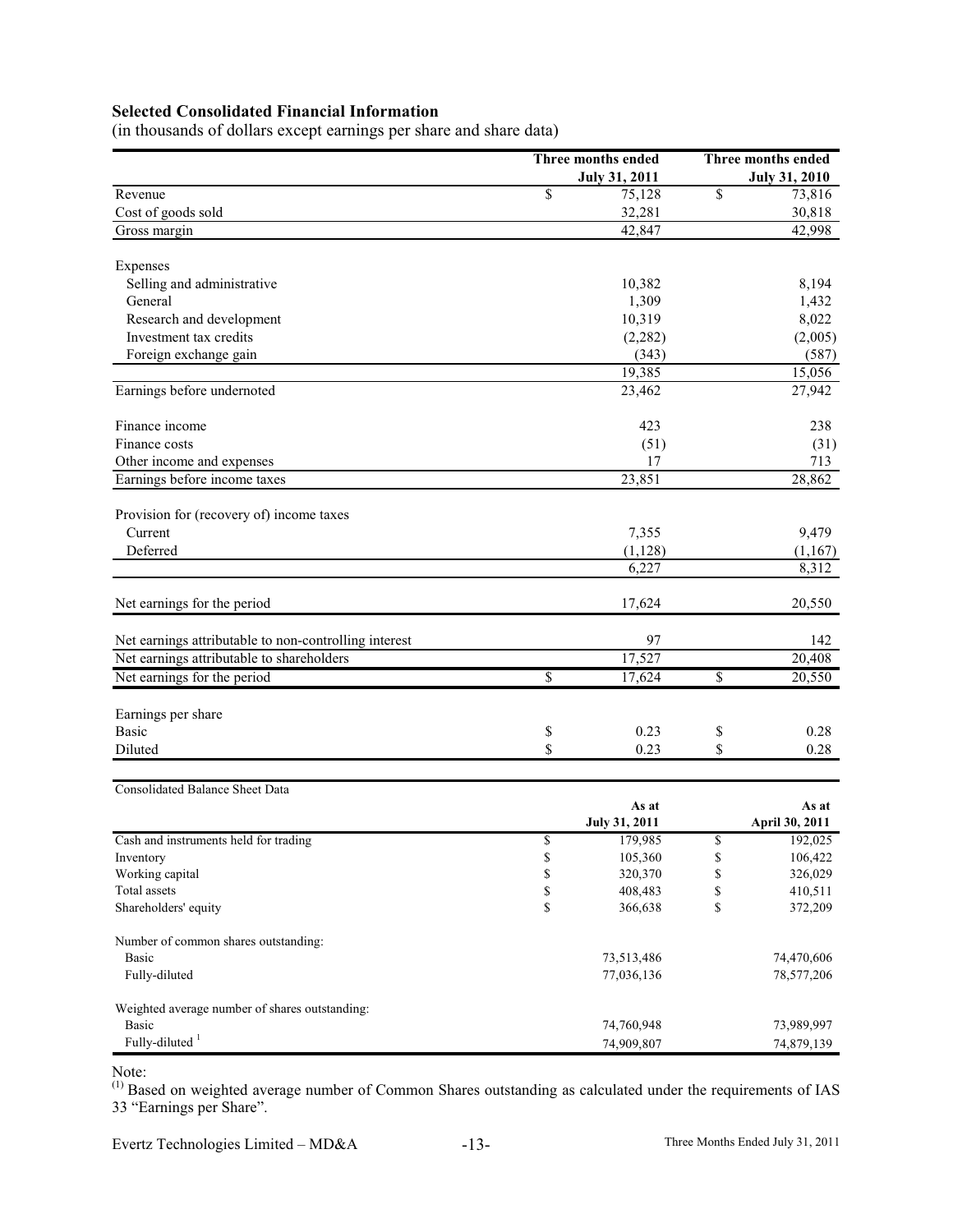**Selected Consolidated Financial Information**

(in thousands of dollars except earnings per share and share data)

| | Three months ended July 31, 2011 | Three months ended July 31, 2010 |
|---|---|---|
| Revenue | $ 75,128 | $ 73,816 |
| Cost of goods sold | 32,281 | 30,818 |
| Gross margin | 42,847 | 42,998 |
| | | |
| Expenses | | |
| Selling and administrative | 10,382 | 8,194 |
| General | 1,309 | 1,432 |
| Research and development | 10,319 | 8,022 |
| Investment tax credits | (2,282) | (2,005) |
| Foreign exchange gain | (343) | (587) |
| | 19,385 | 15,056 |
| Earnings before undernoted | 23,462 | 27,942 |
| | | |
| Finance income | 423 | 238 |
| Finance costs | (51) | (31) |
| Other income and expenses | 17 | 713 |
| Earnings before income taxes | 23,851 | 28,862 |
| | | |
| Provision for (recovery of) income taxes | | |
| Current | 7,355 | 9,479 |
| Deferred | (1,128) | (1,167) |
| | 6,227 | 8,312 |
| | | |
| Net earnings for the period | 17,624 | 20,550 |
| | | |
| Net earnings attributable to non-controlling interest | 97 | 142 |
| Net earnings attributable to shareholders | 17,527 | 20,408 |
| Net earnings for the period | $ 17,624 | $ 20,550 |
| | | |
| Earnings per share | | |
| Basic | $ 0.23 | $ 0.28 |
| Diluted | $ 0.23 | $ 0.28 |

| Consolidated Balance Sheet Data | As at July 31, 2011 | As at April 30, 2011 |
|---|---|---|
| Cash and instruments held for trading | $ 179,985 | $ 192,025 |
| Inventory | $ 105,360 | $ 106,422 |
| Working capital | $ 320,370 | $ 326,029 |
| Total assets | $ 408,483 | $ 410,511 |
| Shareholders' equity | $ 366,638 | $ 372,209 |
| | | |
| Number of common shares outstanding: | | |
| Basic | 73,513,486 | 74,470,606 |
| Fully-diluted | 77,036,136 | 78,577,206 |
| | | |
| Weighted average number of shares outstanding: | | |
| Basic | 74,760,948 | 73,989,997 |
| Fully-diluted [1] | 74,909,807 | 74,879,139 |

Note:

(1) Based on weighted average number of Common Shares outstanding as calculated under the requirements of IAS 33 "Earnings per Share".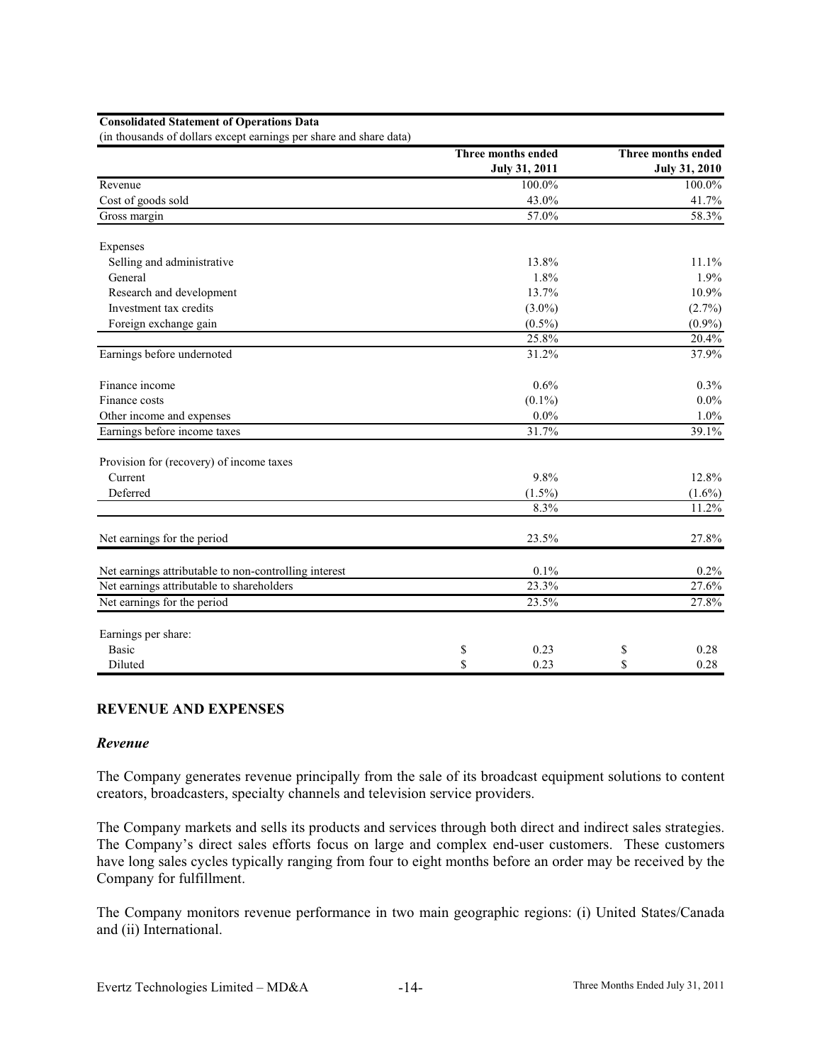**Consolidated Statement of Operations Data**
(in thousands of dollars except earnings per share and share data)

| | Three months ended July 31, 2011 | Three months ended July 31, 2010 |
|---|---|---|
| Revenue | 100.0% | 100.0% |
| Cost of goods sold | 43.0% | 41.7% |
| Gross margin | 57.0% | 58.3% |
| | | |
| Expenses | | |
| Selling and administrative | 13.8% | 11.1% |
| General | 1.8% | 1.9% |
| Research and development | 13.7% | 10.9% |
| Investment tax credits | (3.0%) | (2.7%) |
| Foreign exchange gain | (0.5%) | (0.9%) |
| | 25.8% | 20.4% |
| Earnings before undernoted | 31.2% | 37.9% |
| | | |
| Finance income | 0.6% | 0.3% |
| Finance costs | (0.1%) | 0.0% |
| Other income and expenses | 0.0% | 1.0% |
| Earnings before income taxes | 31.7% | 39.1% |
| | | |
| Provision for (recovery) of income taxes | | |
| Current | 9.8% | 12.8% |
| Deferred | (1.5%) | (1.6%) |
| | 8.3% | 11.2% |
| | | |
| Net earnings for the period | 23.5% | 27.8% |
| | | |
| Net earnings attributable to non-controlling interest | 0.1% | 0.2% |
| Net earnings attributable to shareholders | 23.3% | 27.6% |
| Net earnings for the period | 23.5% | 27.8% |
| | | |
| Earnings per share: | | |
| Basic | $ 0.23 | $ 0.28 |
| Diluted | $ 0.23 | $ 0.28 |

## REVENUE AND EXPENSES

### *Revenue*

The Company generates revenue principally from the sale of its broadcast equipment solutions to content creators, broadcasters, specialty channels and television service providers.

The Company markets and sells its products and services through both direct and indirect sales strategies. The Company's direct sales efforts focus on large and complex end-user customers. These customers have long sales cycles typically ranging from four to eight months before an order may be received by the Company for fulfillment.

The Company monitors revenue performance in two main geographic regions: (i) United States/Canada and (ii) International.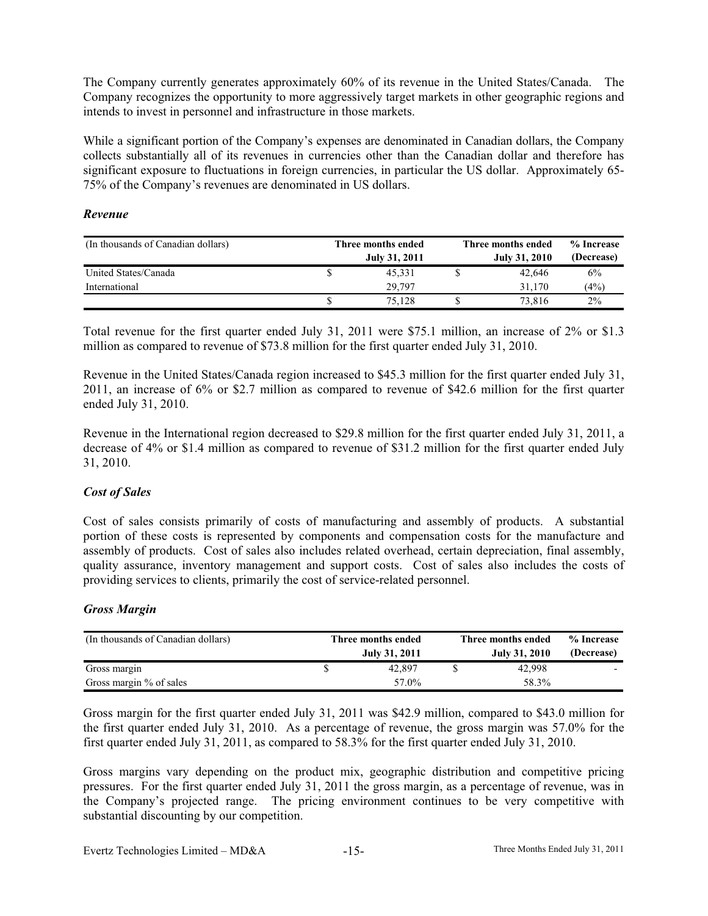The Company currently generates approximately 60% of its revenue in the United States/Canada. The Company recognizes the opportunity to more aggressively target markets in other geographic regions and intends to invest in personnel and infrastructure in those markets.

While a significant portion of the Company's expenses are denominated in Canadian dollars, the Company collects substantially all of its revenues in currencies other than the Canadian dollar and therefore has significant exposure to fluctuations in foreign currencies, in particular the US dollar. Approximately 65-75% of the Company's revenues are denominated in US dollars.

### *Revenue*

| (In thousands of Canadian dollars) | Three months ended July 31, 2011 | Three months ended July 31, 2010 | % Increase (Decrease) |
|---|---|---|---|
| United States/Canada | $ 45,331 | $ 42,646 | 6% |
| International | 29,797 | 31,170 | (4%) |
| | $ 75,128 | $ 73,816 | 2% |

Total revenue for the first quarter ended July 31, 2011 were $75.1 million, an increase of 2% or $1.3 million as compared to revenue of $73.8 million for the first quarter ended July 31, 2010.

Revenue in the United States/Canada region increased to $45.3 million for the first quarter ended July 31, 2011, an increase of 6% or $2.7 million as compared to revenue of $42.6 million for the first quarter ended July 31, 2010.

Revenue in the International region decreased to $29.8 million for the first quarter ended July 31, 2011, a decrease of 4% or $1.4 million as compared to revenue of $31.2 million for the first quarter ended July 31, 2010.

### *Cost of Sales*

Cost of sales consists primarily of costs of manufacturing and assembly of products. A substantial portion of these costs is represented by components and compensation costs for the manufacture and assembly of products. Cost of sales also includes related overhead, certain depreciation, final assembly, quality assurance, inventory management and support costs. Cost of sales also includes the costs of providing services to clients, primarily the cost of service-related personnel.

### *Gross Margin*

| (In thousands of Canadian dollars) | Three months ended July 31, 2011 | Three months ended July 31, 2010 | % Increase (Decrease) |
|---|---|---|---|
| Gross margin | $ 42,897 | $ 42,998 | - |
| Gross margin % of sales | 57.0% | 58.3% | |

Gross margin for the first quarter ended July 31, 2011 was $42.9 million, compared to $43.0 million for the first quarter ended July 31, 2010. As a percentage of revenue, the gross margin was 57.0% for the first quarter ended July 31, 2011, as compared to 58.3% for the first quarter ended July 31, 2010.

Gross margins vary depending on the product mix, geographic distribution and competitive pricing pressures. For the first quarter ended July 31, 2011 the gross margin, as a percentage of revenue, was in the Company's projected range. The pricing environment continues to be very competitive with substantial discounting by our competition.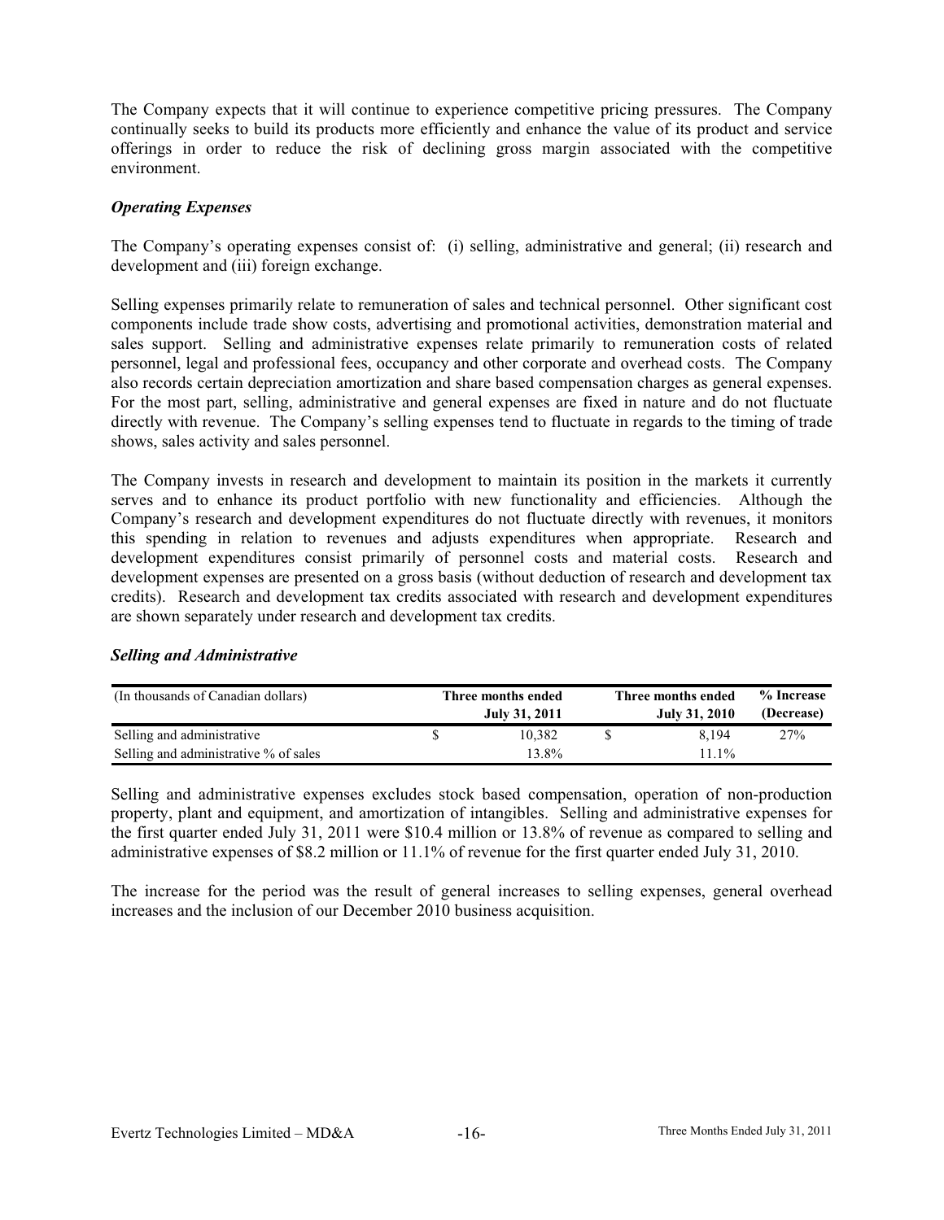The Company expects that it will continue to experience competitive pricing pressures. The Company continually seeks to build its products more efficiently and enhance the value of its product and service offerings in order to reduce the risk of declining gross margin associated with the competitive environment.

### *Operating Expenses*

The Company's operating expenses consist of: (i) selling, administrative and general; (ii) research and development and (iii) foreign exchange.

Selling expenses primarily relate to remuneration of sales and technical personnel. Other significant cost components include trade show costs, advertising and promotional activities, demonstration material and sales support. Selling and administrative expenses relate primarily to remuneration costs of related personnel, legal and professional fees, occupancy and other corporate and overhead costs. The Company also records certain depreciation amortization and share based compensation charges as general expenses. For the most part, selling, administrative and general expenses are fixed in nature and do not fluctuate directly with revenue. The Company's selling expenses tend to fluctuate in regards to the timing of trade shows, sales activity and sales personnel.

The Company invests in research and development to maintain its position in the markets it currently serves and to enhance its product portfolio with new functionality and efficiencies. Although the Company's research and development expenditures do not fluctuate directly with revenues, it monitors this spending in relation to revenues and adjusts expenditures when appropriate. Research and development expenditures consist primarily of personnel costs and material costs. Research and development expenses are presented on a gross basis (without deduction of research and development tax credits). Research and development tax credits associated with research and development expenditures are shown separately under research and development tax credits.

### *Selling and Administrative*

| (In thousands of Canadian dollars) | Three months ended July 31, 2011 | Three months ended July 31, 2010 | % Increase (Decrease) |
|---|---|---|---|
| Selling and administrative | $ 10,382 | $ 8,194 | 27% |
| Selling and administrative % of sales | 13.8% | 11.1% | |

Selling and administrative expenses excludes stock based compensation, operation of non-production property, plant and equipment, and amortization of intangibles. Selling and administrative expenses for the first quarter ended July 31, 2011 were $10.4 million or 13.8% of revenue as compared to selling and administrative expenses of $8.2 million or 11.1% of revenue for the first quarter ended July 31, 2010.

The increase for the period was the result of general increases to selling expenses, general overhead increases and the inclusion of our December 2010 business acquisition.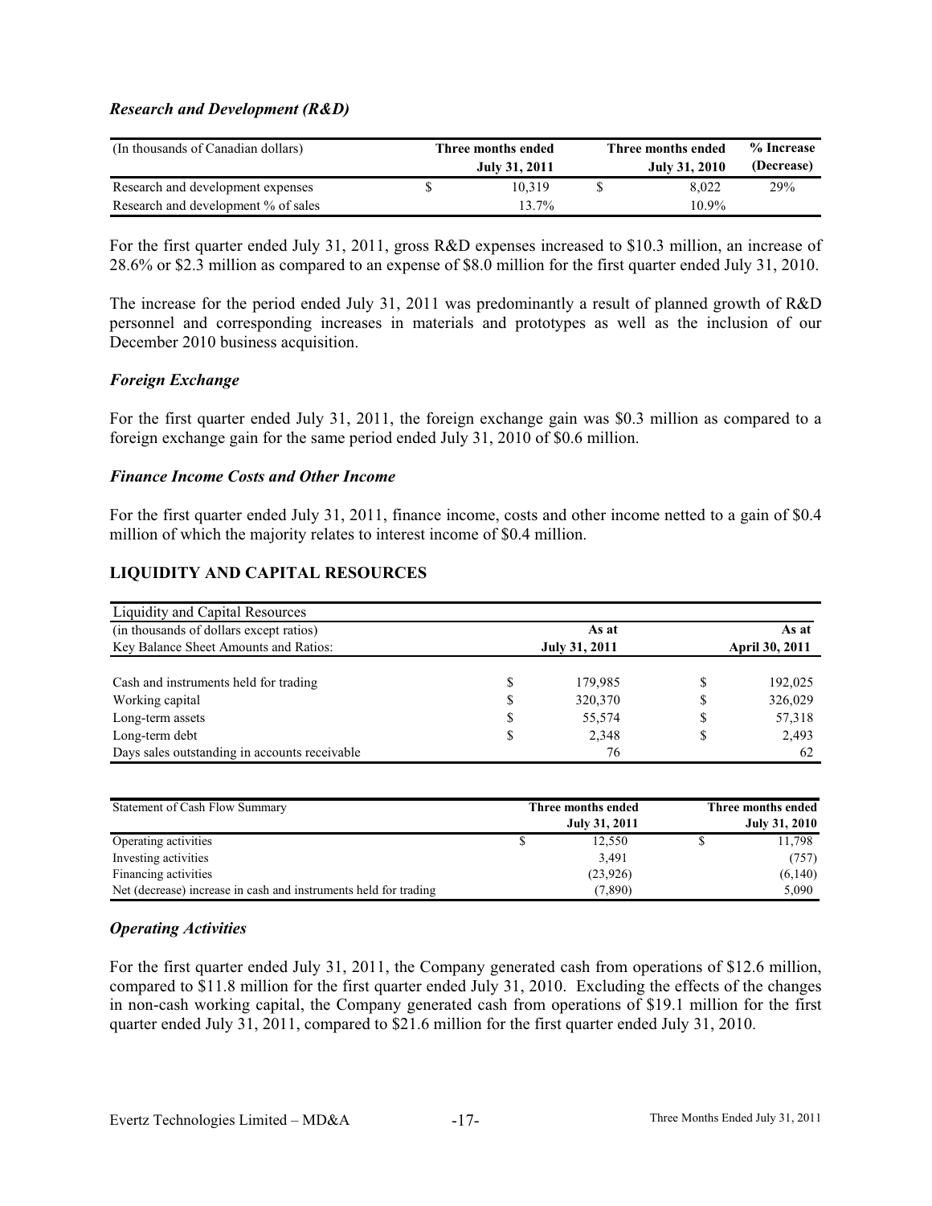### *Research and Development (R&D)*

| (In thousands of Canadian dollars) | | Three months ended July 31, 2011 | | Three months ended July 31, 2010 | % Increase (Decrease) |
|---|---|---|---|---|---|
| Research and development expenses | $ | 10,319 | $ | 8,022 | 29% |
| Research and development % of sales | | 13.7% | | 10.9% | |

For the first quarter ended July 31, 2011, gross R&D expenses increased to $10.3 million, an increase of 28.6% or $2.3 million as compared to an expense of $8.0 million for the first quarter ended July 31, 2010.

The increase for the period ended July 31, 2011 was predominantly a result of planned growth of R&D personnel and corresponding increases in materials and prototypes as well as the inclusion of our December 2010 business acquisition.

### *Foreign Exchange*

For the first quarter ended July 31, 2011, the foreign exchange gain was $0.3 million as compared to a foreign exchange gain for the same period ended July 31, 2010 of $0.6 million.

### *Finance Income Costs and Other Income*

For the first quarter ended July 31, 2011, finance income, costs and other income netted to a gain of $0.4 million of which the majority relates to interest income of $0.4 million.

## LIQUIDITY AND CAPITAL RESOURCES

| Liquidity and Capital Resources | | | | |
|---|---|---|---|---|
| (in thousands of dollars except ratios) | | As at | | As at |
| Key Balance Sheet Amounts and Ratios: | | July 31, 2011 | | April 30, 2011 |
| Cash and instruments held for trading | $ | 179,985 | $ | 192,025 |
| Working capital | $ | 320,370 | $ | 326,029 |
| Long-term assets | $ | 55,574 | $ | 57,318 |
| Long-term debt | $ | 2,348 | $ | 2,493 |
| Days sales outstanding in accounts receivable | | 76 | | 62 |

| Statement of Cash Flow Summary | | Three months ended July 31, 2011 | | Three months ended July 31, 2010 |
|---|---|---|---|---|
| Operating activities | $ | 12,550 | $ | 11,798 |
| Investing activities | | 3,491 | | (757) |
| Financing activities | | (23,926) | | (6,140) |
| Net (decrease) increase in cash and instruments held for trading | | (7,890) | | 5,090 |

### *Operating Activities*

For the first quarter ended July 31, 2011, the Company generated cash from operations of $12.6 million, compared to $11.8 million for the first quarter ended July 31, 2010. Excluding the effects of the changes in non-cash working capital, the Company generated cash from operations of $19.1 million for the first quarter ended July 31, 2011, compared to $21.6 million for the first quarter ended July 31, 2010.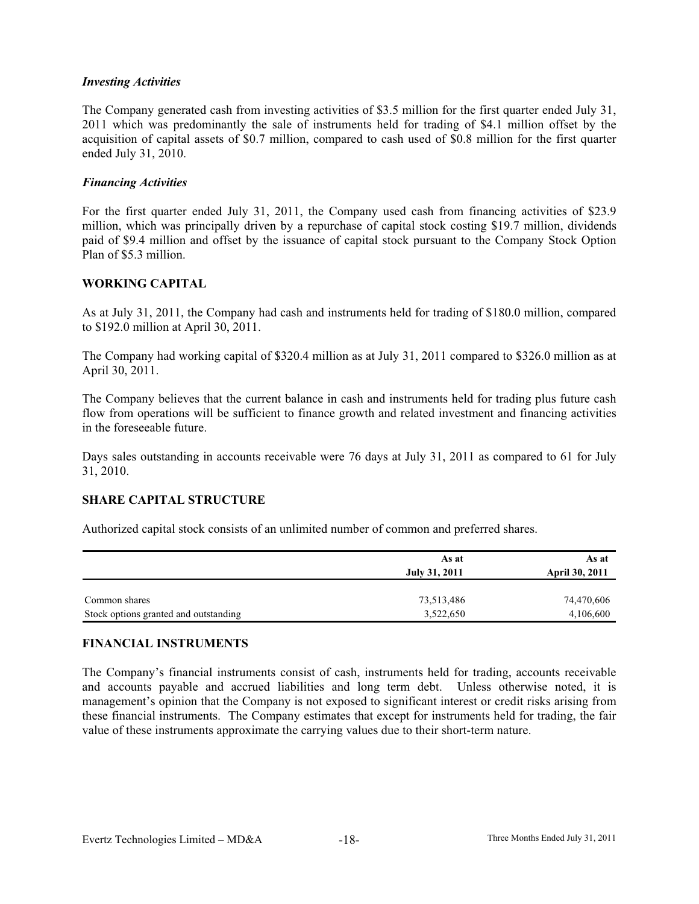### *Investing Activities*

The Company generated cash from investing activities of $3.5 million for the first quarter ended July 31, 2011 which was predominantly the sale of instruments held for trading of $4.1 million offset by the acquisition of capital assets of $0.7 million, compared to cash used of $0.8 million for the first quarter ended July 31, 2010.

### *Financing Activities*

For the first quarter ended July 31, 2011, the Company used cash from financing activities of $23.9 million, which was principally driven by a repurchase of capital stock costing $19.7 million, dividends paid of $9.4 million and offset by the issuance of capital stock pursuant to the Company Stock Option Plan of $5.3 million.

## WORKING CAPITAL

As at July 31, 2011, the Company had cash and instruments held for trading of $180.0 million, compared to $192.0 million at April 30, 2011.

The Company had working capital of $320.4 million as at July 31, 2011 compared to $326.0 million as at April 30, 2011.

The Company believes that the current balance in cash and instruments held for trading plus future cash flow from operations will be sufficient to finance growth and related investment and financing activities in the foreseeable future.

Days sales outstanding in accounts receivable were 76 days at July 31, 2011 as compared to 61 for July 31, 2010.

## SHARE CAPITAL STRUCTURE

Authorized capital stock consists of an unlimited number of common and preferred shares.

| | As at July 31, 2011 | As at April 30, 2011 |
|---|---|---|
| Common shares | 73,513,486 | 74,470,606 |
| Stock options granted and outstanding | 3,522,650 | 4,106,600 |

## FINANCIAL INSTRUMENTS

The Company's financial instruments consist of cash, instruments held for trading, accounts receivable and accounts payable and accrued liabilities and long term debt. Unless otherwise noted, it is management's opinion that the Company is not exposed to significant interest or credit risks arising from these financial instruments. The Company estimates that except for instruments held for trading, the fair value of these instruments approximate the carrying values due to their short-term nature.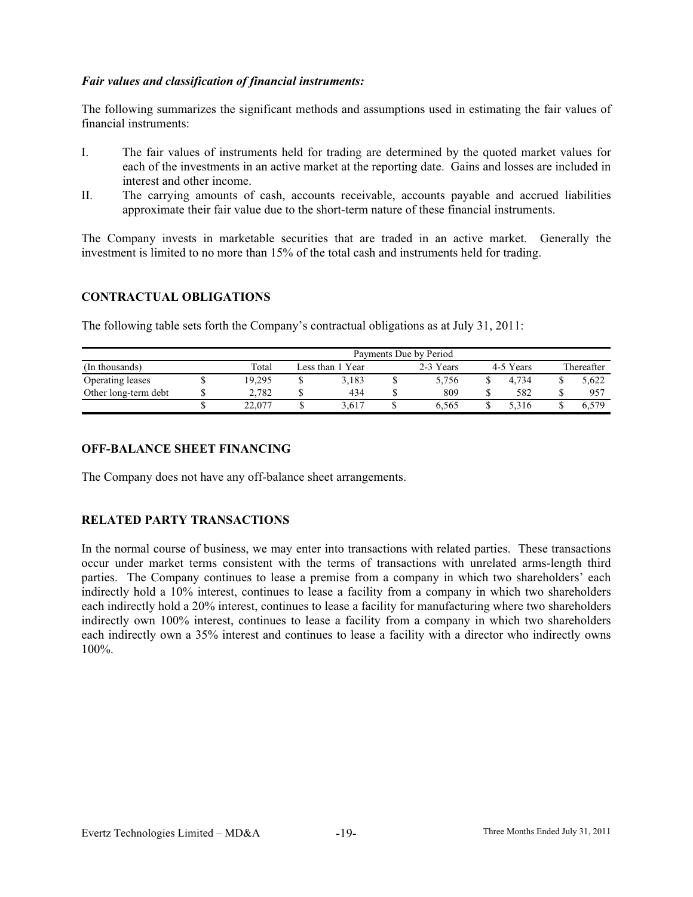***Fair values and classification of financial instruments:***

The following summarizes the significant methods and assumptions used in estimating the fair values of financial instruments:

I. The fair values of instruments held for trading are determined by the quoted market values for each of the investments in an active market at the reporting date. Gains and losses are included in interest and other income.

II. The carrying amounts of cash, accounts receivable, accounts payable and accrued liabilities approximate their fair value due to the short-term nature of these financial instruments.

The Company invests in marketable securities that are traded in an active market. Generally the investment is limited to no more than 15% of the total cash and instruments held for trading.

## CONTRACTUAL OBLIGATIONS

The following table sets forth the Company's contractual obligations as at July 31, 2011:

| | Payments Due by Period | | | | |
|---|---|---|---|---|---|
| (In thousands) | Total | Less than 1 Year | 2-3 Years | 4-5 Years | Thereafter |
| Operating leases | $ 19,295 | $ 3,183 | $ 5,756 | $ 4,734 | $ 5,622 |
| Other long-term debt | $ 2,782 | $ 434 | $ 809 | $ 582 | $ 957 |
| | $ 22,077 | $ 3,617 | $ 6,565 | $ 5,316 | $ 6,579 |

## OFF-BALANCE SHEET FINANCING

The Company does not have any off-balance sheet arrangements.

## RELATED PARTY TRANSACTIONS

In the normal course of business, we may enter into transactions with related parties. These transactions occur under market terms consistent with the terms of transactions with unrelated arms-length third parties. The Company continues to lease a premise from a company in which two shareholders' each indirectly hold a 10% interest, continues to lease a facility from a company in which two shareholders each indirectly hold a 20% interest, continues to lease a facility for manufacturing where two shareholders indirectly own 100% interest, continues to lease a facility from a company in which two shareholders each indirectly own a 35% interest and continues to lease a facility with a director who indirectly owns 100%.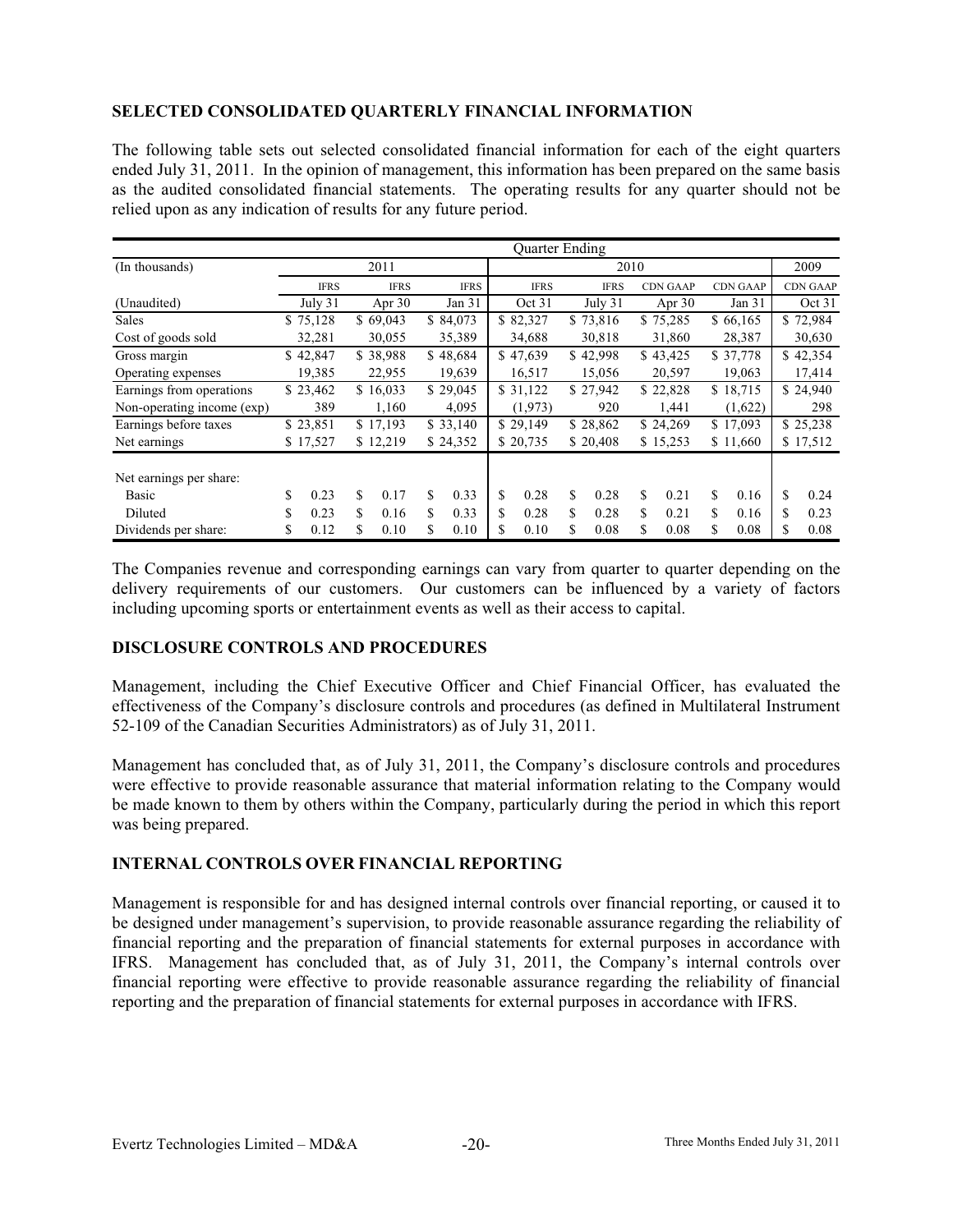## SELECTED CONSOLIDATED QUARTERLY FINANCIAL INFORMATION

The following table sets out selected consolidated financial information for each of the eight quarters ended July 31, 2011. In the opinion of management, this information has been prepared on the same basis as the audited consolidated financial statements. The operating results for any quarter should not be relied upon as any indication of results for any future period.

| | Quarter Ending | | | | | | | |
|---|---|---|---|---|---|---|---|---|
| (In thousands) | 2011 | | | 2010 | | | | 2009 |
| | IFRS | IFRS | IFRS | IFRS | IFRS | CDN GAAP | CDN GAAP | CDN GAAP |
| (Unaudited) | July 31 | Apr 30 | Jan 31 | Oct 31 | July 31 | Apr 30 | Jan 31 | Oct 31 |
| Sales | $ 75,128 | $ 69,043 | $ 84,073 | $ 82,327 | $ 73,816 | $ 75,285 | $ 66,165 | $ 72,984 |
| Cost of goods sold | 32,281 | 30,055 | 35,389 | 34,688 | 30,818 | 31,860 | 28,387 | 30,630 |
| Gross margin | $ 42,847 | $ 38,988 | $ 48,684 | $ 47,639 | $ 42,998 | $ 43,425 | $ 37,778 | $ 42,354 |
| Operating expenses | 19,385 | 22,955 | 19,639 | 16,517 | 15,056 | 20,597 | 19,063 | 17,414 |
| Earnings from operations | $ 23,462 | $ 16,033 | $ 29,045 | $ 31,122 | $ 27,942 | $ 22,828 | $ 18,715 | $ 24,940 |
| Non-operating income (exp) | 389 | 1,160 | 4,095 | (1,973) | 920 | 1,441 | (1,622) | 298 |
| Earnings before taxes | $ 23,851 | $ 17,193 | $ 33,140 | $ 29,149 | $ 28,862 | $ 24,269 | $ 17,093 | $ 25,238 |
| Net earnings | $ 17,527 | $ 12,219 | $ 24,352 | $ 20,735 | $ 20,408 | $ 15,253 | $ 11,660 | $ 17,512 |
| Net earnings per share: | | | | | | | | |
| Basic | $ 0.23 | $ 0.17 | $ 0.33 | $ 0.28 | $ 0.28 | $ 0.21 | $ 0.16 | $ 0.24 |
| Diluted | $ 0.23 | $ 0.16 | $ 0.33 | $ 0.28 | $ 0.28 | $ 0.21 | $ 0.16 | $ 0.23 |
| Dividends per share: | $ 0.12 | $ 0.10 | $ 0.10 | $ 0.10 | $ 0.08 | $ 0.08 | $ 0.08 | $ 0.08 |

The Companies revenue and corresponding earnings can vary from quarter to quarter depending on the delivery requirements of our customers. Our customers can be influenced by a variety of factors including upcoming sports or entertainment events as well as their access to capital.

## DISCLOSURE CONTROLS AND PROCEDURES

Management, including the Chief Executive Officer and Chief Financial Officer, has evaluated the effectiveness of the Company's disclosure controls and procedures (as defined in Multilateral Instrument 52-109 of the Canadian Securities Administrators) as of July 31, 2011.

Management has concluded that, as of July 31, 2011, the Company's disclosure controls and procedures were effective to provide reasonable assurance that material information relating to the Company would be made known to them by others within the Company, particularly during the period in which this report was being prepared.

## INTERNAL CONTROLS OVER FINANCIAL REPORTING

Management is responsible for and has designed internal controls over financial reporting, or caused it to be designed under management's supervision, to provide reasonable assurance regarding the reliability of financial reporting and the preparation of financial statements for external purposes in accordance with IFRS. Management has concluded that, as of July 31, 2011, the Company's internal controls over financial reporting were effective to provide reasonable assurance regarding the reliability of financial reporting and the preparation of financial statements for external purposes in accordance with IFRS.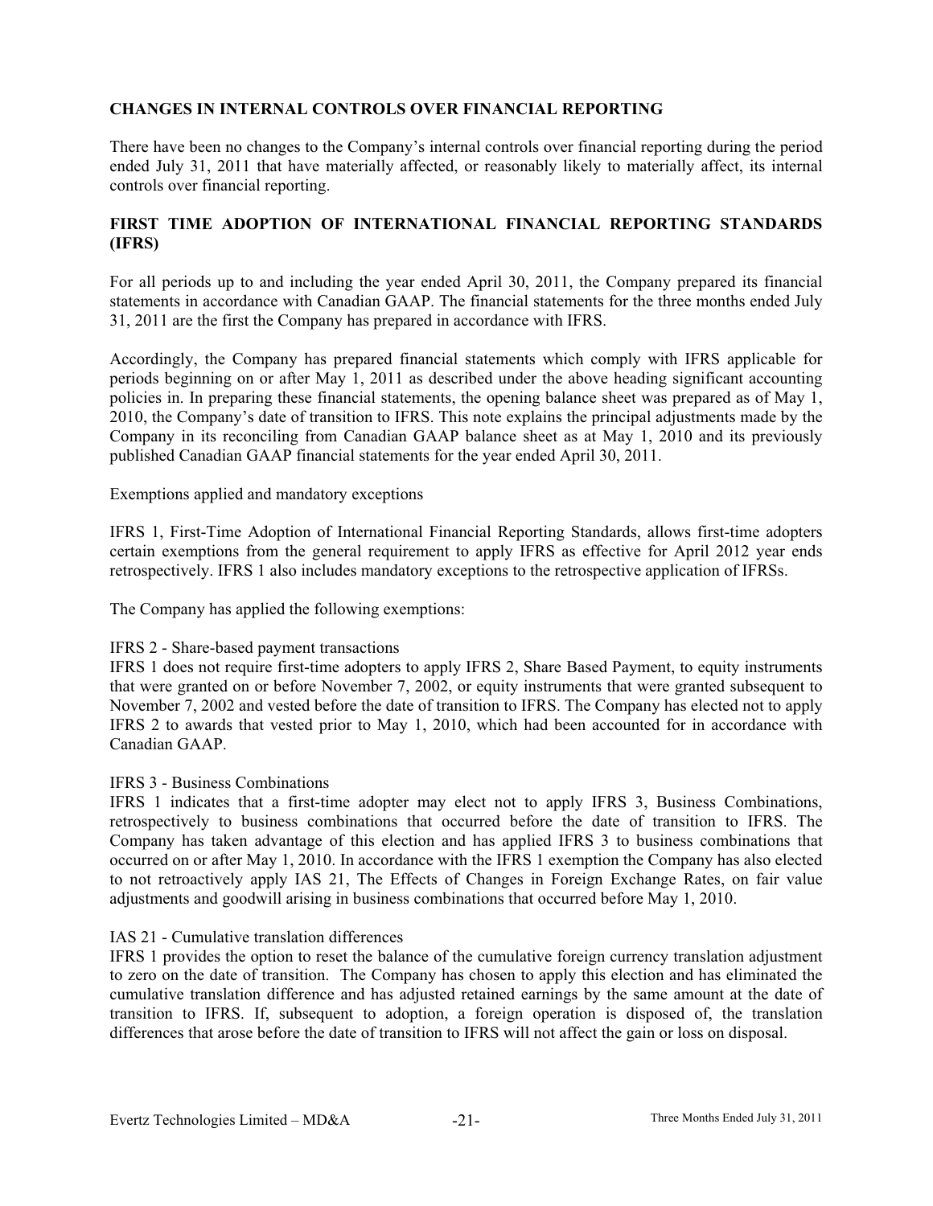## CHANGES IN INTERNAL CONTROLS OVER FINANCIAL REPORTING

There have been no changes to the Company's internal controls over financial reporting during the period ended July 31, 2011 that have materially affected, or reasonably likely to materially affect, its internal controls over financial reporting.

## FIRST TIME ADOPTION OF INTERNATIONAL FINANCIAL REPORTING STANDARDS (IFRS)

For all periods up to and including the year ended April 30, 2011, the Company prepared its financial statements in accordance with Canadian GAAP. The financial statements for the three months ended July 31, 2011 are the first the Company has prepared in accordance with IFRS.

Accordingly, the Company has prepared financial statements which comply with IFRS applicable for periods beginning on or after May 1, 2011 as described under the above heading significant accounting policies in. In preparing these financial statements, the opening balance sheet was prepared as of May 1, 2010, the Company's date of transition to IFRS. This note explains the principal adjustments made by the Company in its reconciling from Canadian GAAP balance sheet as at May 1, 2010 and its previously published Canadian GAAP financial statements for the year ended April 30, 2011.

Exemptions applied and mandatory exceptions

IFRS 1, First-Time Adoption of International Financial Reporting Standards, allows first-time adopters certain exemptions from the general requirement to apply IFRS as effective for April 2012 year ends retrospectively. IFRS 1 also includes mandatory exceptions to the retrospective application of IFRSs.

The Company has applied the following exemptions:

IFRS 2 - Share-based payment transactions
IFRS 1 does not require first-time adopters to apply IFRS 2, Share Based Payment, to equity instruments that were granted on or before November 7, 2002, or equity instruments that were granted subsequent to November 7, 2002 and vested before the date of transition to IFRS. The Company has elected not to apply IFRS 2 to awards that vested prior to May 1, 2010, which had been accounted for in accordance with Canadian GAAP.

IFRS 3 - Business Combinations
IFRS 1 indicates that a first-time adopter may elect not to apply IFRS 3, Business Combinations, retrospectively to business combinations that occurred before the date of transition to IFRS. The Company has taken advantage of this election and has applied IFRS 3 to business combinations that occurred on or after May 1, 2010. In accordance with the IFRS 1 exemption the Company has also elected to not retroactively apply IAS 21, The Effects of Changes in Foreign Exchange Rates, on fair value adjustments and goodwill arising in business combinations that occurred before May 1, 2010.

IAS 21 - Cumulative translation differences
IFRS 1 provides the option to reset the balance of the cumulative foreign currency translation adjustment to zero on the date of transition. The Company has chosen to apply this election and has eliminated the cumulative translation difference and has adjusted retained earnings by the same amount at the date of transition to IFRS. If, subsequent to adoption, a foreign operation is disposed of, the translation differences that arose before the date of transition to IFRS will not affect the gain or loss on disposal.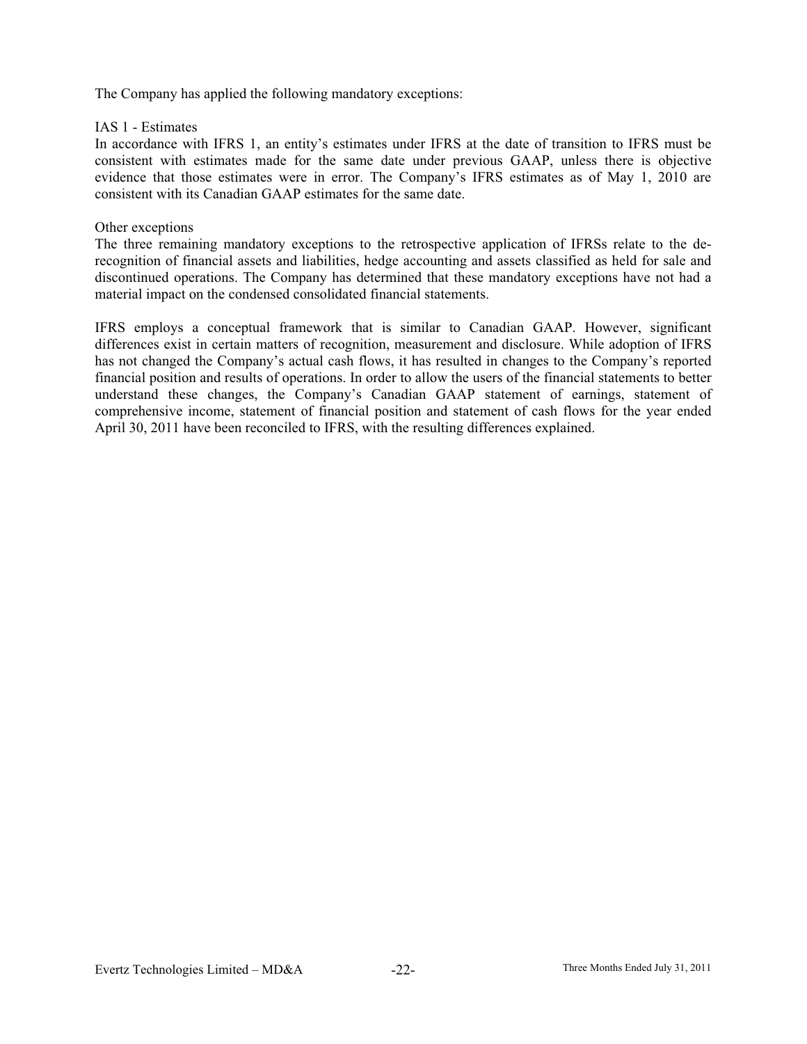The Company has applied the following mandatory exceptions:

IAS 1 - Estimates

In accordance with IFRS 1, an entity's estimates under IFRS at the date of transition to IFRS must be consistent with estimates made for the same date under previous GAAP, unless there is objective evidence that those estimates were in error. The Company's IFRS estimates as of May 1, 2010 are consistent with its Canadian GAAP estimates for the same date.

Other exceptions

The three remaining mandatory exceptions to the retrospective application of IFRSs relate to the de-recognition of financial assets and liabilities, hedge accounting and assets classified as held for sale and discontinued operations. The Company has determined that these mandatory exceptions have not had a material impact on the condensed consolidated financial statements.

IFRS employs a conceptual framework that is similar to Canadian GAAP. However, significant differences exist in certain matters of recognition, measurement and disclosure. While adoption of IFRS has not changed the Company's actual cash flows, it has resulted in changes to the Company's reported financial position and results of operations. In order to allow the users of the financial statements to better understand these changes, the Company's Canadian GAAP statement of earnings, statement of comprehensive income, statement of financial position and statement of cash flows for the year ended April 30, 2011 have been reconciled to IFRS, with the resulting differences explained.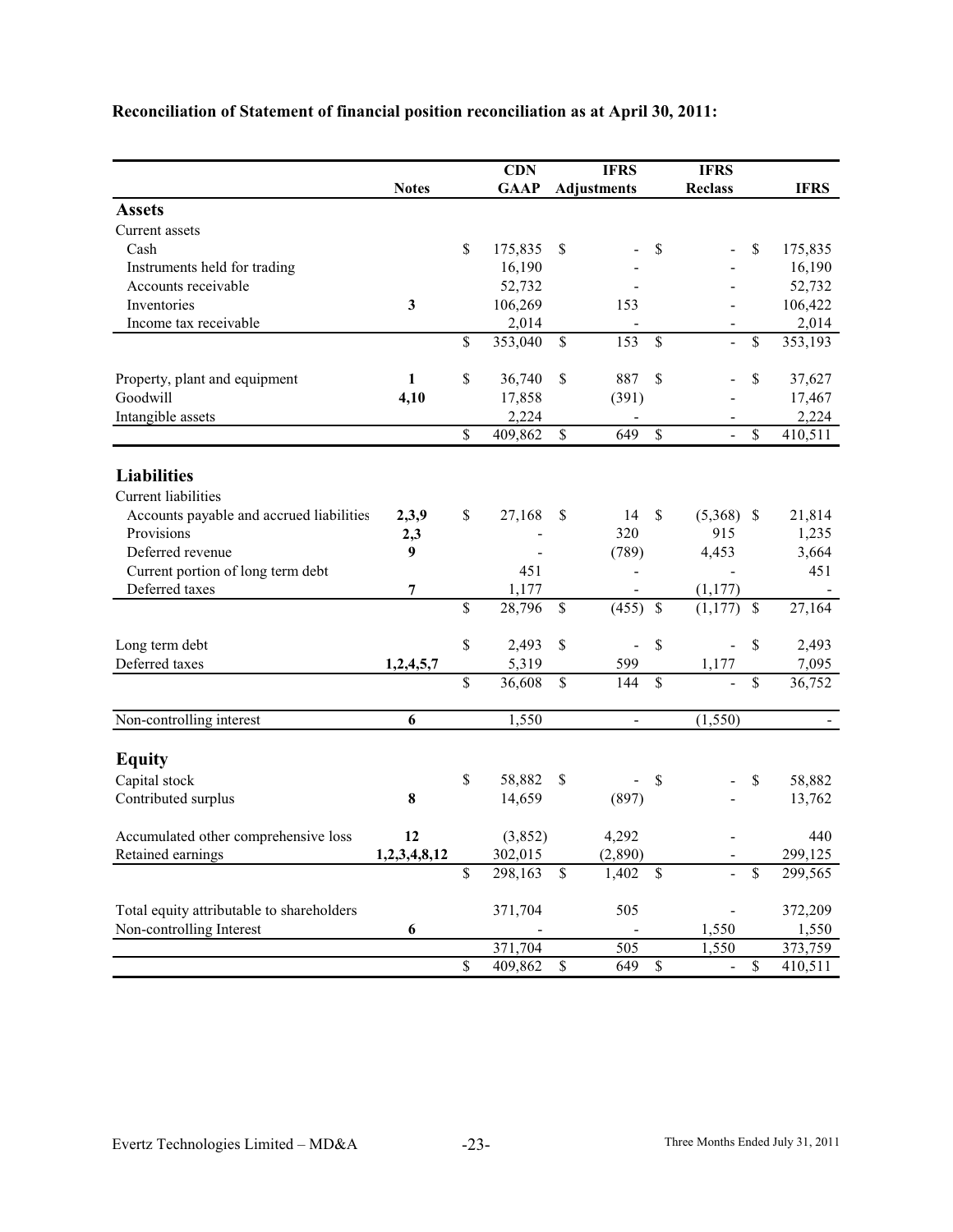**Reconciliation of Statement of financial position reconciliation as at April 30, 2011:**

| | Notes | CDN GAAP | IFRS Adjustments | IFRS Reclass | IFRS |
|---|---|---|---|---|---|
| **Assets** | | | | | |
| Current assets | | | | | |
| Cash | | $ 175,835 | $ - | $ - | $ 175,835 |
| Instruments held for trading | | 16,190 | - | - | 16,190 |
| Accounts receivable | | 52,732 | - | - | 52,732 |
| Inventories | **3** | 106,269 | 153 | - | 106,422 |
| Income tax receivable | | 2,014 | - | - | 2,014 |
| | | $ 353,040 | $ 153 | $ - | $ 353,193 |
| Property, plant and equipment | **1** | $ 36,740 | $ 887 | $ - | $ 37,627 |
| Goodwill | **4,10** | 17,858 | (391) | - | 17,467 |
| Intangible assets | | 2,224 | - | - | 2,224 |
| | | $ 409,862 | $ 649 | $ - | $ 410,511 |
| **Liabilities** | | | | | |
| Current liabilities | | | | | |
| Accounts payable and accrued liabilities | **2,3,9** | $ 27,168 | $ 14 | $ (5,368) | $ 21,814 |
| Provisions | **2,3** | - | 320 | 915 | 1,235 |
| Deferred revenue | **9** | - | (789) | 4,453 | 3,664 |
| Current portion of long term debt | | 451 | - | - | 451 |
| Deferred taxes | **7** | 1,177 | - | (1,177) | - |
| | | $ 28,796 | $ (455) | $ (1,177) | $ 27,164 |
| Long term debt | | $ 2,493 | $ - | $ - | $ 2,493 |
| Deferred taxes | **1,2,4,5,7** | 5,319 | 599 | 1,177 | 7,095 |
| | | $ 36,608 | $ 144 | $ - | $ 36,752 |
| Non-controlling interest | **6** | 1,550 | - | (1,550) | - |
| **Equity** | | | | | |
| Capital stock | | $ 58,882 | $ - | $ - | $ 58,882 |
| Contributed surplus | **8** | 14,659 | (897) | - | 13,762 |
| Accumulated other comprehensive loss | **12** | (3,852) | 4,292 | - | 440 |
| Retained earnings | **1,2,3,4,8,12** | 302,015 | (2,890) | - | 299,125 |
| | | $ 298,163 | $ 1,402 | $ - | $ 299,565 |
| Total equity attributable to shareholders | | 371,704 | 505 | - | 372,209 |
| Non-controlling Interest | **6** | - | - | 1,550 | 1,550 |
| | | 371,704 | 505 | 1,550 | 373,759 |
| | | $ 409,862 | $ 649 | $ - | $ 410,511 |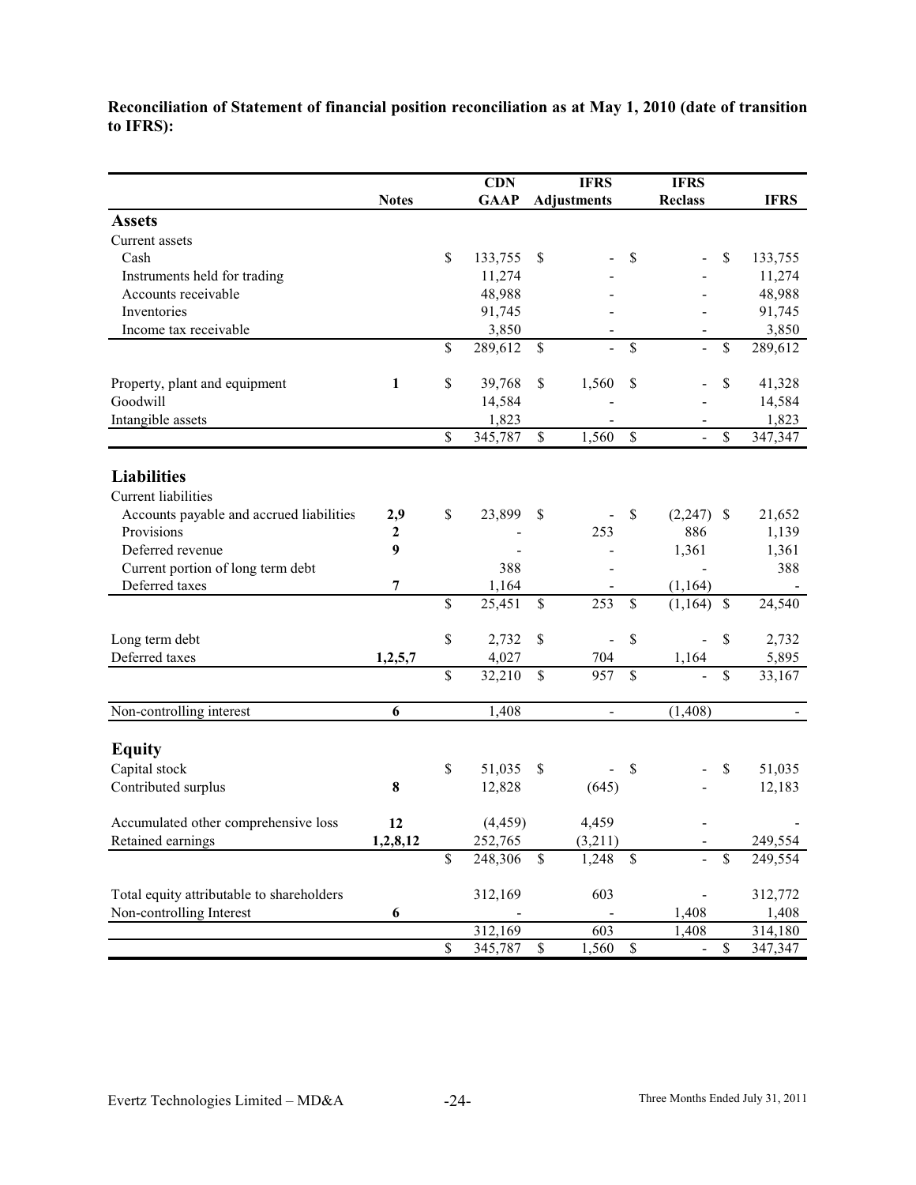**Reconciliation of Statement of financial position reconciliation as at May 1, 2010 (date of transition to IFRS):**

| | Notes | CDN GAAP | IFRS Adjustments | IFRS Reclass | IFRS |
|---|---|---|---|---|---|
| **Assets** | | | | | |
| Current assets | | | | | |
| Cash | | $ 133,755 | $ - | $ - | $ 133,755 |
| Instruments held for trading | | 11,274 | - | - | 11,274 |
| Accounts receivable | | 48,988 | - | - | 48,988 |
| Inventories | | 91,745 | - | - | 91,745 |
| Income tax receivable | | 3,850 | - | - | 3,850 |
| | | $ 289,612 | $ - | $ - | $ 289,612 |
| Property, plant and equipment | **1** | $ 39,768 | $ 1,560 | $ - | $ 41,328 |
| Goodwill | | 14,584 | - | - | 14,584 |
| Intangible assets | | 1,823 | - | - | 1,823 |
| | | $ 345,787 | $ 1,560 | $ - | $ 347,347 |
| **Liabilities** | | | | | |
| Current liabilities | | | | | |
| Accounts payable and accrued liabilities | **2,9** | $ 23,899 | $ - | $ (2,247) | $ 21,652 |
| Provisions | **2** | - | 253 | 886 | 1,139 |
| Deferred revenue | **9** | - | - | 1,361 | 1,361 |
| Current portion of long term debt | | 388 | - | - | 388 |
| Deferred taxes | **7** | 1,164 | - | (1,164) | - |
| | | $ 25,451 | $ 253 | $ (1,164) | $ 24,540 |
| Long term debt | | $ 2,732 | $ - | $ - | $ 2,732 |
| Deferred taxes | **1,2,5,7** | 4,027 | 704 | 1,164 | 5,895 |
| | | $ 32,210 | $ 957 | $ - | $ 33,167 |
| Non-controlling interest | **6** | 1,408 | - | (1,408) | - |
| **Equity** | | | | | |
| Capital stock | | $ 51,035 | $ - | $ - | $ 51,035 |
| Contributed surplus | **8** | 12,828 | (645) | - | 12,183 |
| Accumulated other comprehensive loss | **12** | (4,459) | 4,459 | - | - |
| Retained earnings | **1,2,8,12** | 252,765 | (3,211) | - | 249,554 |
| | | $ 248,306 | $ 1,248 | $ - | $ 249,554 |
| Total equity attributable to shareholders | | 312,169 | 603 | - | 312,772 |
| Non-controlling Interest | **6** | - | - | 1,408 | 1,408 |
| | | 312,169 | 603 | 1,408 | 314,180 |
| | | $ 345,787 | $ 1,560 | $ - | $ 347,347 |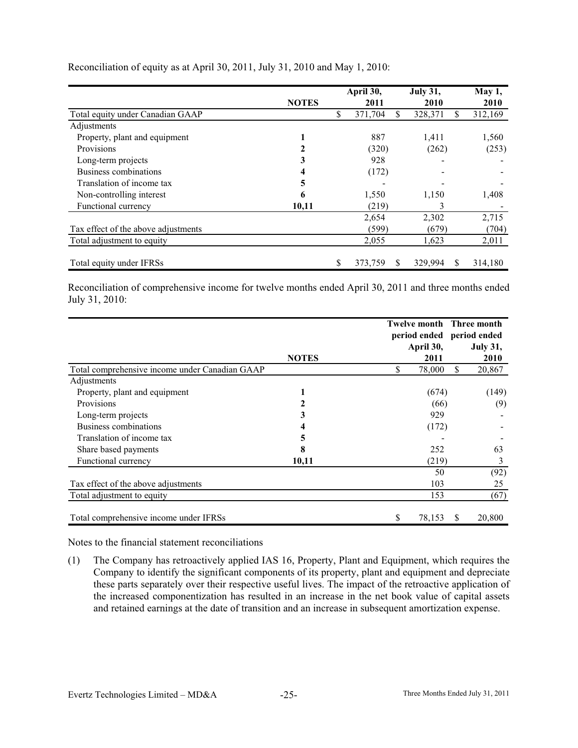Reconciliation of equity as at April 30, 2011, July 31, 2010 and May 1, 2010:

| | NOTES | April 30, 2011 | July 31, 2010 | May 1, 2010 |
|---|---|---|---|---|
| Total equity under Canadian GAAP | | $ 371,704 | $ 328,371 | $ 312,169 |
| Adjustments | | | | |
| Property, plant and equipment | 1 | 887 | 1,411 | 1,560 |
| Provisions | 2 | (320) | (262) | (253) |
| Long-term projects | 3 | 928 | - | - |
| Business combinations | 4 | (172) | - | - |
| Translation of income tax | 5 | - | - | - |
| Non-controlling interest | 6 | 1,550 | 1,150 | 1,408 |
| Functional currency | 10,11 | (219) | 3 | - |
| | | 2,654 | 2,302 | 2,715 |
| Tax effect of the above adjustments | | (599) | (679) | (704) |
| Total adjustment to equity | | 2,055 | 1,623 | 2,011 |
| Total equity under IFRSs | | $ 373,759 | $ 329,994 | $ 314,180 |

Reconciliation of comprehensive income for twelve months ended April 30, 2011 and three months ended July 31, 2010:

| | NOTES | Twelve month period ended April 30, 2011 | Three month period ended July 31, 2010 |
|---|---|---|---|
| Total comprehensive income under Canadian GAAP | | $ 78,000 | $ 20,867 |
| Adjustments | | | |
| Property, plant and equipment | 1 | (674) | (149) |
| Provisions | 2 | (66) | (9) |
| Long-term projects | 3 | 929 | - |
| Business combinations | 4 | (172) | - |
| Translation of income tax | 5 | - | - |
| Share based payments | 8 | 252 | 63 |
| Functional currency | 10,11 | (219) | 3 |
| | | 50 | (92) |
| Tax effect of the above adjustments | | 103 | 25 |
| Total adjustment to equity | | 153 | (67) |
| Total comprehensive income under IFRSs | | $ 78,153 | $ 20,800 |

Notes to the financial statement reconciliations

(1) The Company has retroactively applied IAS 16, Property, Plant and Equipment, which requires the Company to identify the significant components of its property, plant and equipment and depreciate these parts separately over their respective useful lives. The impact of the retroactive application of the increased componentization has resulted in an increase in the net book value of capital assets and retained earnings at the date of transition and an increase in subsequent amortization expense.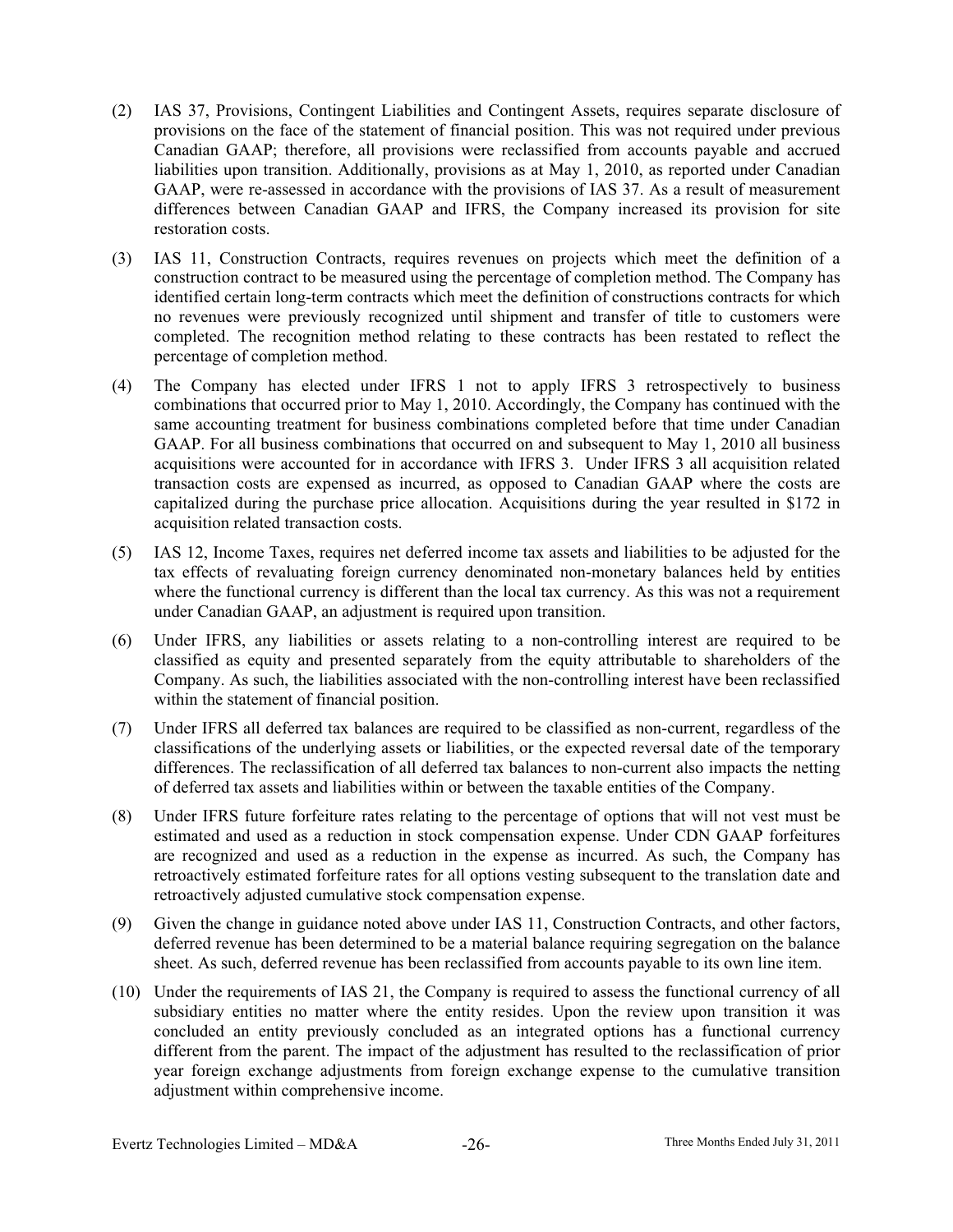(2) IAS 37, Provisions, Contingent Liabilities and Contingent Assets, requires separate disclosure of provisions on the face of the statement of financial position. This was not required under previous Canadian GAAP; therefore, all provisions were reclassified from accounts payable and accrued liabilities upon transition. Additionally, provisions as at May 1, 2010, as reported under Canadian GAAP, were re-assessed in accordance with the provisions of IAS 37. As a result of measurement differences between Canadian GAAP and IFRS, the Company increased its provision for site restoration costs.

(3) IAS 11, Construction Contracts, requires revenues on projects which meet the definition of a construction contract to be measured using the percentage of completion method. The Company has identified certain long-term contracts which meet the definition of constructions contracts for which no revenues were previously recognized until shipment and transfer of title to customers were completed. The recognition method relating to these contracts has been restated to reflect the percentage of completion method.

(4) The Company has elected under IFRS 1 not to apply IFRS 3 retrospectively to business combinations that occurred prior to May 1, 2010. Accordingly, the Company has continued with the same accounting treatment for business combinations completed before that time under Canadian GAAP. For all business combinations that occurred on and subsequent to May 1, 2010 all business acquisitions were accounted for in accordance with IFRS 3. Under IFRS 3 all acquisition related transaction costs are expensed as incurred, as opposed to Canadian GAAP where the costs are capitalized during the purchase price allocation. Acquisitions during the year resulted in $172 in acquisition related transaction costs.

(5) IAS 12, Income Taxes, requires net deferred income tax assets and liabilities to be adjusted for the tax effects of revaluating foreign currency denominated non-monetary balances held by entities where the functional currency is different than the local tax currency. As this was not a requirement under Canadian GAAP, an adjustment is required upon transition.

(6) Under IFRS, any liabilities or assets relating to a non-controlling interest are required to be classified as equity and presented separately from the equity attributable to shareholders of the Company. As such, the liabilities associated with the non-controlling interest have been reclassified within the statement of financial position.

(7) Under IFRS all deferred tax balances are required to be classified as non-current, regardless of the classifications of the underlying assets or liabilities, or the expected reversal date of the temporary differences. The reclassification of all deferred tax balances to non-current also impacts the netting of deferred tax assets and liabilities within or between the taxable entities of the Company.

(8) Under IFRS future forfeiture rates relating to the percentage of options that will not vest must be estimated and used as a reduction in stock compensation expense. Under CDN GAAP forfeitures are recognized and used as a reduction in the expense as incurred. As such, the Company has retroactively estimated forfeiture rates for all options vesting subsequent to the translation date and retroactively adjusted cumulative stock compensation expense.

(9) Given the change in guidance noted above under IAS 11, Construction Contracts, and other factors, deferred revenue has been determined to be a material balance requiring segregation on the balance sheet. As such, deferred revenue has been reclassified from accounts payable to its own line item.

(10) Under the requirements of IAS 21, the Company is required to assess the functional currency of all subsidiary entities no matter where the entity resides. Upon the review upon transition it was concluded an entity previously concluded as an integrated options has a functional currency different from the parent. The impact of the adjustment has resulted to the reclassification of prior year foreign exchange adjustments from foreign exchange expense to the cumulative transition adjustment within comprehensive income.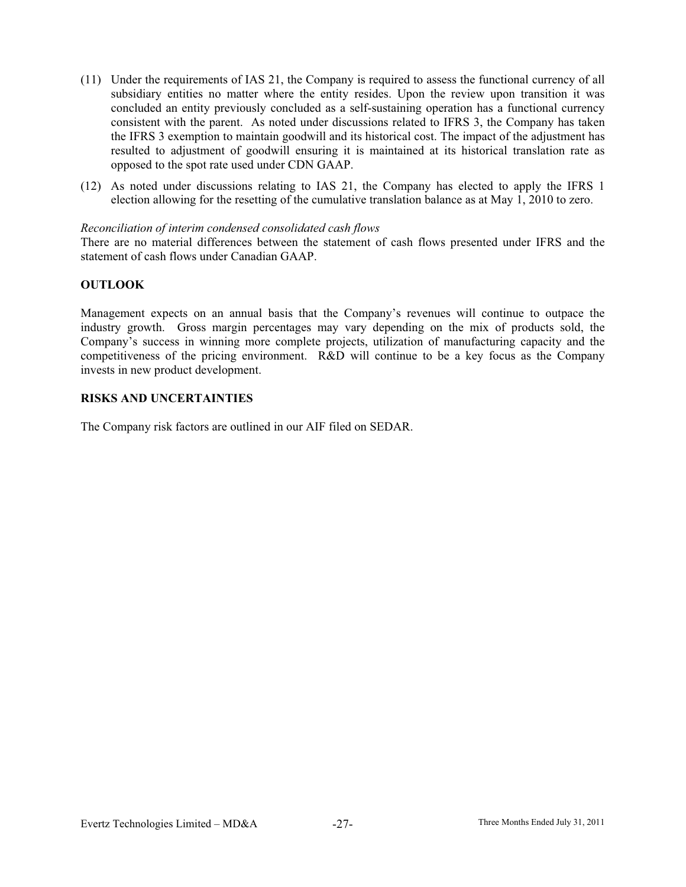(11) Under the requirements of IAS 21, the Company is required to assess the functional currency of all subsidiary entities no matter where the entity resides. Upon the review upon transition it was concluded an entity previously concluded as a self-sustaining operation has a functional currency consistent with the parent. As noted under discussions related to IFRS 3, the Company has taken the IFRS 3 exemption to maintain goodwill and its historical cost. The impact of the adjustment has resulted to adjustment of goodwill ensuring it is maintained at its historical translation rate as opposed to the spot rate used under CDN GAAP.

(12) As noted under discussions relating to IAS 21, the Company has elected to apply the IFRS 1 election allowing for the resetting of the cumulative translation balance as at May 1, 2010 to zero.

*Reconciliation of interim condensed consolidated cash flows*

There are no material differences between the statement of cash flows presented under IFRS and the statement of cash flows under Canadian GAAP.

## OUTLOOK

Management expects on an annual basis that the Company's revenues will continue to outpace the industry growth. Gross margin percentages may vary depending on the mix of products sold, the Company's success in winning more complete projects, utilization of manufacturing capacity and the competitiveness of the pricing environment. R&D will continue to be a key focus as the Company invests in new product development.

## RISKS AND UNCERTAINTIES

The Company risk factors are outlined in our AIF filed on SEDAR.